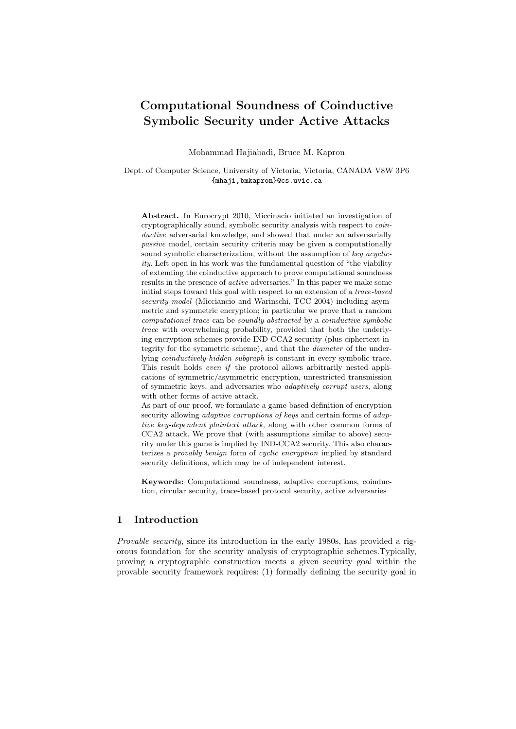# Computational Soundness of Coinductive Symbolic Security under Active Attacks

Mohammad Hajiabadi, Bruce M. Kapron

Dept. of Computer Science, University of Victoria, Victoria, CANADA V8W 3P6
{mhaji,bmkapron}@cs.uvic.ca

**Abstract.** In Eurocrypt 2010, Miccinacio initiated an investigation of cryptographically sound, symbolic security analysis with respect to *coinductive* adversarial knowledge, and showed that under an adversarially *passive* model, certain security criteria may be given a computationally sound symbolic characterization, without the assumption of *key acyclicity*. Left open in his work was the fundamental question of "the viability of extending the coinductive approach to prove computational soundness results in the presence of *active* adversaries." In this paper we make some initial steps toward this goal with respect to an extension of a *trace-based security model* (Micciancio and Warinschi, TCC 2004) including asymmetric and symmetric encryption; in particular we prove that a random *computational trace* can be *soundly abstracted* by a *coinductive symbolic trace* with overwhelming probability, provided that both the underlying encryption schemes provide IND-CCA2 security (plus ciphertext integrity for the symmetric scheme), and that the *diameter* of the underlying *coinductively-hidden subgraph* is constant in every symbolic trace. This result holds *even if* the protocol allows arbitrarily nested applications of symmetric/asymmetric encryption, unrestricted transmission of symmetric keys, and adversaries who *adaptively corrupt users*, along with other forms of active attack.

As part of our proof, we formulate a game-based definition of encryption security allowing *adaptive corruptions of keys* and certain forms of *adaptive key-dependent plaintext attack*, along with other common forms of CCA2 attack. We prove that (with assumptions similar to above) security under this game is implied by IND-CCA2 security. This also characterizes a *provably benign* form of *cyclic encryption* implied by standard security definitions, which may be of independent interest.

**Keywords:** Computational soundness, adaptive corruptions, coinduction, circular security, trace-based protocol security, active adversaries

## 1 Introduction

*Provable security*, since its introduction in the early 1980s, has provided a rigorous foundation for the security analysis of cryptographic schemes.Typically, proving a cryptographic construction meets a given security goal within the provable security framework requires: (1) formally defining the security goal in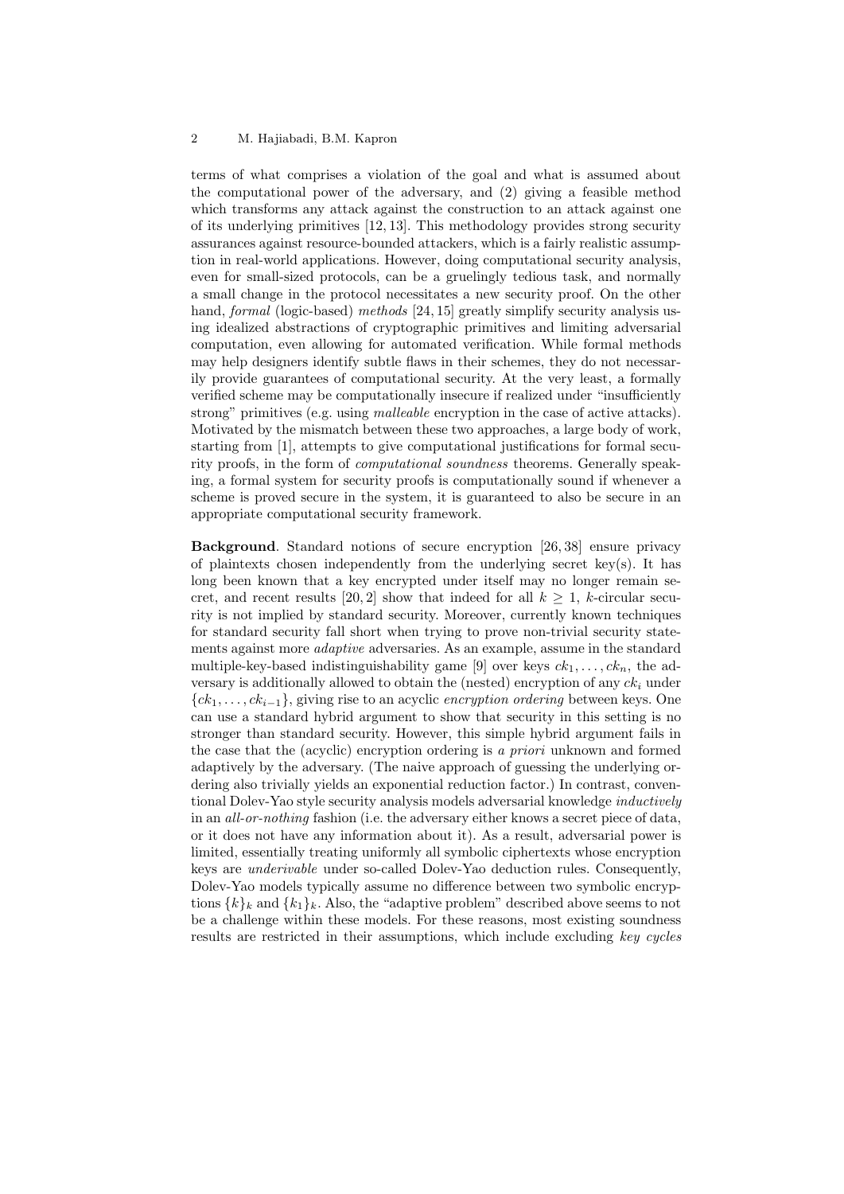terms of what comprises a violation of the goal and what is assumed about the computational power of the adversary, and (2) giving a feasible method which transforms any attack against the construction to an attack against one of its underlying primitives [12, 13]. This methodology provides strong security assurances against resource-bounded attackers, which is a fairly realistic assumption in real-world applications. However, doing computational security analysis, even for small-sized protocols, can be a gruelingly tedious task, and normally a small change in the protocol necessitates a new security proof. On the other hand, *formal* (logic-based) *methods* [24, 15] greatly simplify security analysis using idealized abstractions of cryptographic primitives and limiting adversarial computation, even allowing for automated verification. While formal methods may help designers identify subtle flaws in their schemes, they do not necessarily provide guarantees of computational security. At the very least, a formally verified scheme may be computationally insecure if realized under "insufficiently strong" primitives (e.g. using *malleable* encryption in the case of active attacks). Motivated by the mismatch between these two approaches, a large body of work, starting from [1], attempts to give computational justifications for formal security proofs, in the form of *computational soundness* theorems. Generally speaking, a formal system for security proofs is computationally sound if whenever a scheme is proved secure in the system, it is guaranteed to also be secure in an appropriate computational security framework.

**Background**. Standard notions of secure encryption [26, 38] ensure privacy of plaintexts chosen independently from the underlying secret key(s). It has long been known that a key encrypted under itself may no longer remain secret, and recent results [20, 2] show that indeed for all $k \geq 1$, $k$-circular security is not implied by standard security. Moreover, currently known techniques for standard security fall short when trying to prove non-trivial security statements against more *adaptive* adversaries. As an example, assume in the standard multiple-key-based indistinguishability game [9] over keys $ck_1, \ldots, ck_n$, the adversary is additionally allowed to obtain the (nested) encryption of any $ck_i$ under $\{ck_1, \ldots, ck_{i-1}\}$, giving rise to an acyclic *encryption ordering* between keys. One can use a standard hybrid argument to show that security in this setting is no stronger than standard security. However, this simple hybrid argument fails in the case that the (acyclic) encryption ordering is *a priori* unknown and formed adaptively by the adversary. (The naive approach of guessing the underlying ordering also trivially yields an exponential reduction factor.) In contrast, conventional Dolev-Yao style security analysis models adversarial knowledge *inductively* in an *all-or-nothing* fashion (i.e. the adversary either knows a secret piece of data, or it does not have any information about it). As a result, adversarial power is limited, essentially treating uniformly all symbolic ciphertexts whose encryption keys are *underivable* under so-called Dolev-Yao deduction rules. Consequently, Dolev-Yao models typically assume no difference between two symbolic encryptions $\{k\}_k$ and $\{k_1\}_k$. Also, the "adaptive problem" described above seems to not be a challenge within these models. For these reasons, most existing soundness results are restricted in their assumptions, which include excluding *key cycles*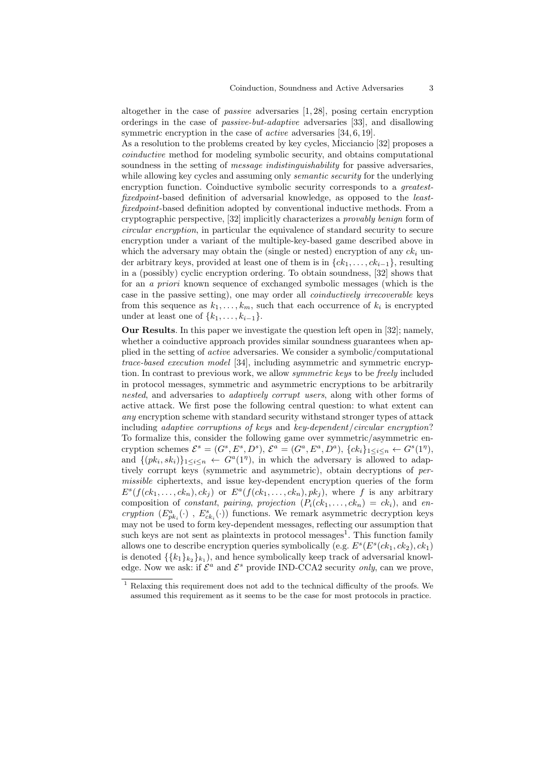altogether in the case of *passive* adversaries [1, 28], posing certain encryption orderings in the case of *passive-but-adaptive* adversaries [33], and disallowing symmetric encryption in the case of *active* adversaries [34, 6, 19].

As a resolution to the problems created by key cycles, Micciancio [32] proposes a *coinductive* method for modeling symbolic security, and obtains computational soundness in the setting of *message indistinguishability* for passive adversaries, while allowing key cycles and assuming only *semantic security* for the underlying encryption function. Coinductive symbolic security corresponds to a *greatest-fixedpoint*-based definition of adversarial knowledge, as opposed to the *least-fixedpoint*-based definition adopted by conventional inductive methods. From a cryptographic perspective, [32] implicitly characterizes a *provably benign* form of *circular encryption*, in particular the equivalence of standard security to secure encryption under a variant of the multiple-key-based game described above in which the adversary may obtain the (single or nested) encryption of any $ck_i$ under arbitrary keys, provided at least one of them is in $\{ck_1, \ldots, ck_{i-1}\}$, resulting in a (possibly) cyclic encryption ordering. To obtain soundness, [32] shows that for an *a priori* known sequence of exchanged symbolic messages (which is the case in the passive setting), one may order all *coinductively irrecoverable* keys from this sequence as $k_1, \ldots, k_m$, such that each occurrence of $k_i$ is encrypted under at least one of $\{k_1, \ldots, k_{i-1}\}$.

**Our Results**. In this paper we investigate the question left open in [32]; namely, whether a coinductive approach provides similar soundness guarantees when applied in the setting of *active* adversaries. We consider a symbolic/computational *trace-based execution model* [34], including asymmetric and symmetric encryption. In contrast to previous work, we allow *symmetric keys* to be *freely* included in protocol messages, symmetric and asymmetric encryptions to be arbitrarily *nested*, and adversaries to *adaptively corrupt users*, along with other forms of active attack. We first pose the following central question: to what extent can *any* encryption scheme with standard security withstand stronger types of attack including *adaptive corruptions of keys* and *key-dependent/circular encryption*? To formalize this, consider the following game over symmetric/asymmetric encryption schemes $\mathcal{E}^s = (G^s, E^s, D^s)$, $\mathcal{E}^a = (G^a, E^a, D^a)$, $\{ck_i\}_{1 \le i \le n} \leftarrow G^s(1^\eta)$, and $\{(pk_i, sk_i)\}_{1 \le i \le n} \leftarrow G^a(1^\eta)$, in which the adversary is allowed to adaptively corrupt keys (symmetric and asymmetric), obtain decryptions of *permissible* ciphertexts, and issue key-dependent encryption queries of the form $E^s(f(ck_1, \ldots, ck_n), ck_j)$ or $E^a(f(ck_1, \ldots, ck_n), pk_j)$, where $f$ is any arbitrary composition of *constant*, *pairing*, *projection* ($P_i(ck_1, \ldots, ck_n) = ck_i$), and *encryption* ($E^a_{pk_i}(\cdot)$ , $E^s_{ck_i}(\cdot)$) functions. We remark asymmetric decryption keys may not be used to form key-dependent messages, reflecting our assumption that such keys are not sent as plaintexts in protocol messages[1]. This function family allows one to describe encryption queries symbolically (e.g. $E^s(E^s(ck_1, ck_2), ck_1)$ is denoted $\{\{k_1\}_{k_2}\}_{k_1}$), and hence symbolically keep track of adversarial knowledge. Now we ask: if $\mathcal{E}^a$ and $\mathcal{E}^s$ provide IND-CCA2 security *only*, can we prove,

[1] Relaxing this requirement does not add to the technical difficulty of the proofs. We assumed this requirement as it seems to be the case for most protocols in practice.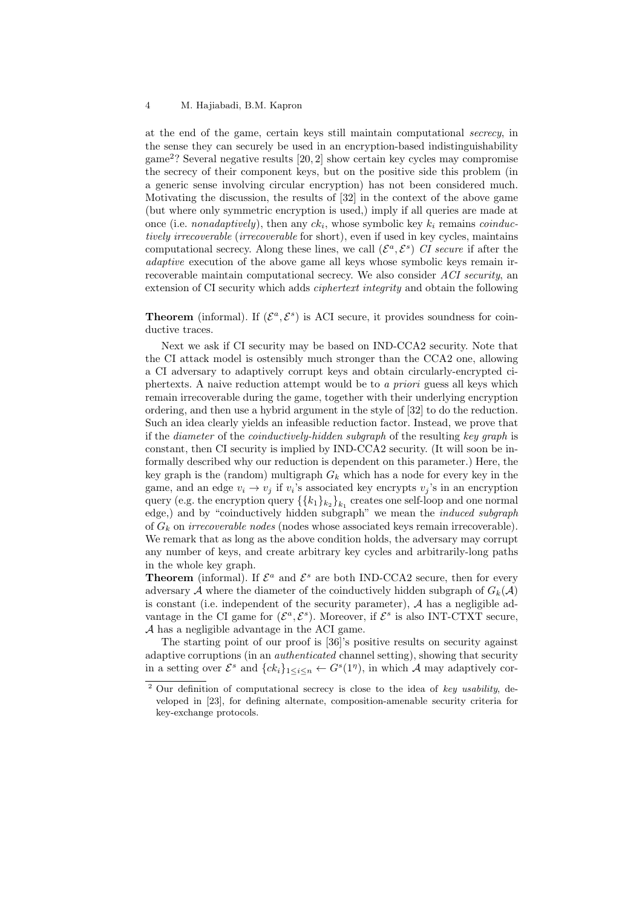at the end of the game, certain keys still maintain computational *secrecy*, in the sense they can securely be used in an encryption-based indistinguishability game[2]? Several negative results [20, 2] show certain key cycles may compromise the secrecy of their component keys, but on the positive side this problem (in a generic sense involving circular encryption) has not been considered much. Motivating the discussion, the results of [32] in the context of the above game (but where only symmetric encryption is used,) imply if all queries are made at once (i.e. *nonadaptively*), then any $ck_i$, whose symbolic key $k_i$ remains *coinductively irrecoverable* (*irrecoverable* for short), even if used in key cycles, maintains computational secrecy. Along these lines, we call $(\mathcal{E}^a, \mathcal{E}^s)$ *CI secure* if after the *adaptive* execution of the above game all keys whose symbolic keys remain irrecoverable maintain computational secrecy. We also consider *ACI security*, an extension of CI security which adds *ciphertext integrity* and obtain the following

**Theorem** (informal). If $(\mathcal{E}^a, \mathcal{E}^s)$ is ACI secure, it provides soundness for coinductive traces.

Next we ask if CI security may be based on IND-CCA2 security. Note that the CI attack model is ostensibly much stronger than the CCA2 one, allowing a CI adversary to adaptively corrupt keys and obtain circularly-encrypted ciphertexts. A naive reduction attempt would be to *a priori* guess all keys which remain irrecoverable during the game, together with their underlying encryption ordering, and then use a hybrid argument in the style of [32] to do the reduction. Such an idea clearly yields an infeasible reduction factor. Instead, we prove that if the *diameter* of the *coinductively-hidden subgraph* of the resulting *key graph* is constant, then CI security is implied by IND-CCA2 security. (It will soon be informally described why our reduction is dependent on this parameter.) Here, the key graph is the (random) multigraph $G_k$ which has a node for every key in the game, and an edge $v_i \to v_j$ if $v_i$'s associated key encrypts $v_j$'s in an encryption query (e.g. the encryption query $\{\{k_1\}_{k_2}\}_{k_1}$ creates one self-loop and one normal edge,) and by "coinductively hidden subgraph" we mean the *induced subgraph* of $G_k$ on *irrecoverable nodes* (nodes whose associated keys remain irrecoverable). We remark that as long as the above condition holds, the adversary may corrupt any number of keys, and create arbitrary key cycles and arbitrarily-long paths in the whole key graph.

**Theorem** (informal). If $\mathcal{E}^a$ and $\mathcal{E}^s$ are both IND-CCA2 secure, then for every adversary $\mathcal{A}$ where the diameter of the coinductively hidden subgraph of $G_k(\mathcal{A})$ is constant (i.e. independent of the security parameter), $\mathcal{A}$ has a negligible advantage in the CI game for $(\mathcal{E}^a, \mathcal{E}^s)$. Moreover, if $\mathcal{E}^s$ is also INT-CTXT secure, $\mathcal{A}$ has a negligible advantage in the ACI game.

The starting point of our proof is [36]'s positive results on security against adaptive corruptions (in an *authenticated* channel setting), showing that security in a setting over $\mathcal{E}^s$ and $\{ck_i\}_{1 \le i \le n} \leftarrow G^s(1^\eta)$, in which $\mathcal{A}$ may adaptively cor-

[2] Our definition of computational secrecy is close to the idea of *key usability*, developed in [23], for defining alternate, composition-amenable security criteria for key-exchange protocols.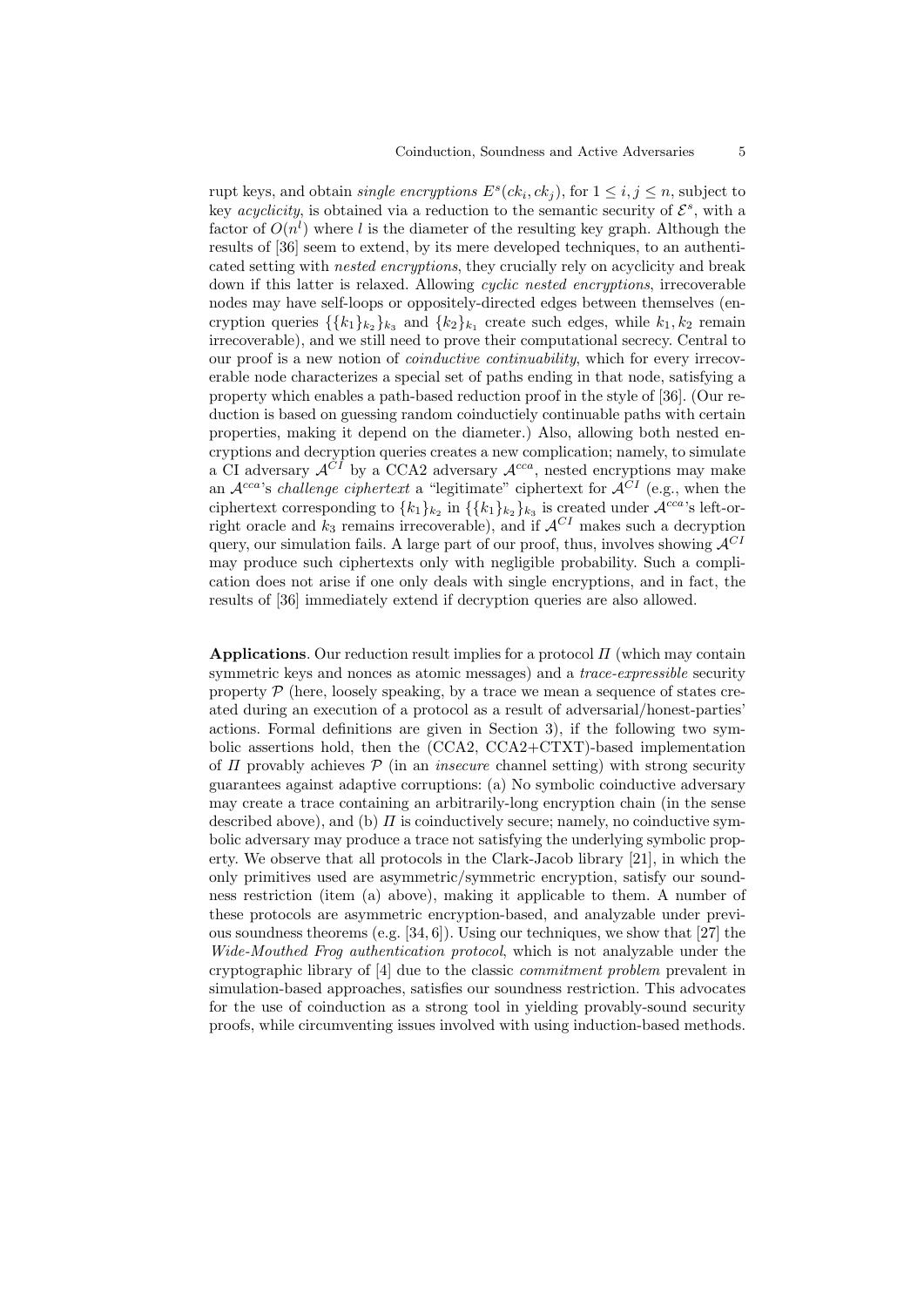rupt keys, and obtain *single encryptions* $E^s(ck_i, ck_j)$, for $1 \leq i, j \leq n$, subject to key *acyclicity*, is obtained via a reduction to the semantic security of $\mathcal{E}^s$, with a factor of $O(n^l)$ where $l$ is the diameter of the resulting key graph. Although the results of [36] seem to extend, by its mere developed techniques, to an authenticated setting with *nested encryptions*, they crucially rely on acyclicity and break down if this latter is relaxed. Allowing *cyclic nested encryptions*, irrecoverable nodes may have self-loops or oppositely-directed edges between themselves (encryption queries $\{\{k_1\}_{k_2}\}_{k_3}$ and $\{k_2\}_{k_1}$ create such edges, while $k_1, k_2$ remain irrecoverable), and we still need to prove their computational secrecy. Central to our proof is a new notion of *coinductive continuability*, which for every irrecoverable node characterizes a special set of paths ending in that node, satisfying a property which enables a path-based reduction proof in the style of [36]. (Our reduction is based on guessing random coinductiely continuable paths with certain properties, making it depend on the diameter.) Also, allowing both nested encryptions and decryption queries creates a new complication; namely, to simulate a CI adversary $\mathcal{A}^{CI}$ by a CCA2 adversary $\mathcal{A}^{cca}$, nested encryptions may make an $\mathcal{A}^{cca}$'s *challenge ciphertext* a "legitimate" ciphertext for $\mathcal{A}^{CI}$ (e.g., when the ciphertext corresponding to $\{k_1\}_{k_2}$ in $\{\{k_1\}_{k_2}\}_{k_3}$ is created under $\mathcal{A}^{cca}$'s left-or-right oracle and $k_3$ remains irrecoverable), and if $\mathcal{A}^{CI}$ makes such a decryption query, our simulation fails. A large part of our proof, thus, involves showing $\mathcal{A}^{CI}$ may produce such ciphertexts only with negligible probability. Such a complication does not arise if one only deals with single encryptions, and in fact, the results of [36] immediately extend if decryption queries are also allowed.

**Applications**. Our reduction result implies for a protocol $\Pi$ (which may contain symmetric keys and nonces as atomic messages) and a *trace-expressible* security property $\mathcal{P}$ (here, loosely speaking, by a trace we mean a sequence of states created during an execution of a protocol as a result of adversarial/honest-parties' actions. Formal definitions are given in Section 3), if the following two symbolic assertions hold, then the (CCA2, CCA2+CTXT)-based implementation of $\Pi$ provably achieves $\mathcal{P}$ (in an *insecure* channel setting) with strong security guarantees against adaptive corruptions: (a) No symbolic coinductive adversary may create a trace containing an arbitrarily-long encryption chain (in the sense described above), and (b) $\Pi$ is coinductively secure; namely, no coinductive symbolic adversary may produce a trace not satisfying the underlying symbolic property. We observe that all protocols in the Clark-Jacob library [21], in which the only primitives used are asymmetric/symmetric encryption, satisfy our soundness restriction (item (a) above), making it applicable to them. A number of these protocols are asymmetric encryption-based, and analyzable under previous soundness theorems (e.g. [34, 6]). Using our techniques, we show that [27] the *Wide-Mouthed Frog authentication protocol*, which is not analyzable under the cryptographic library of [4] due to the classic *commitment problem* prevalent in simulation-based approaches, satisfies our soundness restriction. This advocates for the use of coinduction as a strong tool in yielding provably-sound security proofs, while circumventing issues involved with using induction-based methods.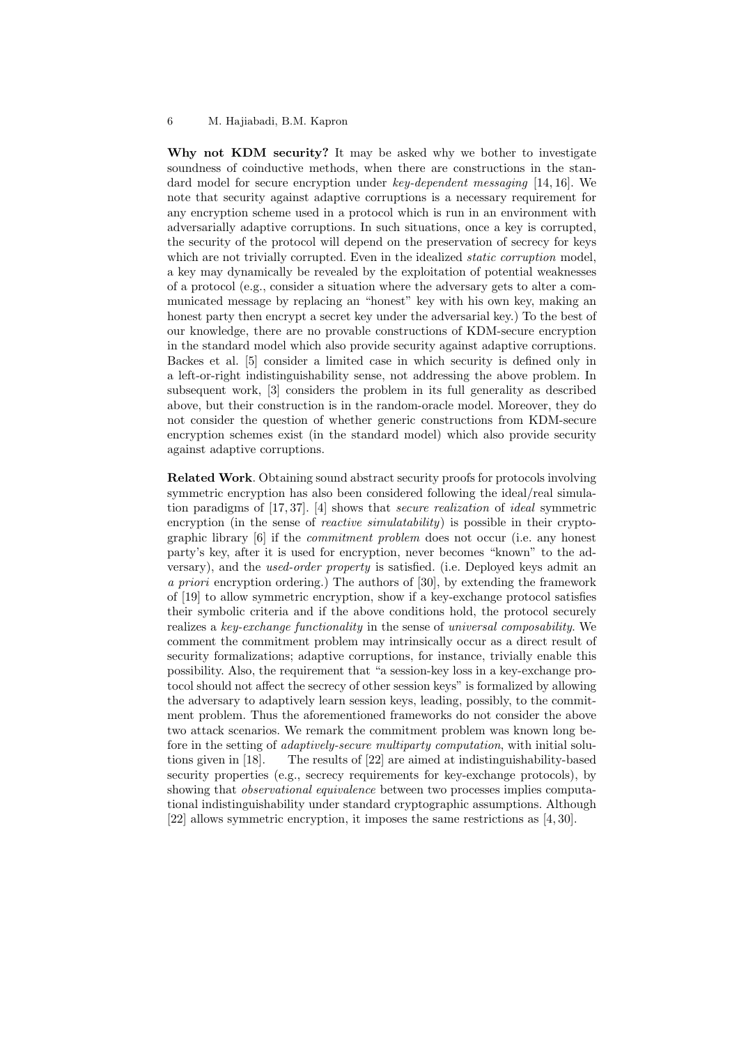**Why not KDM security?** It may be asked why we bother to investigate soundness of coinductive methods, when there are constructions in the standard model for secure encryption under *key-dependent messaging* [14, 16]. We note that security against adaptive corruptions is a necessary requirement for any encryption scheme used in a protocol which is run in an environment with adversarially adaptive corruptions. In such situations, once a key is corrupted, the security of the protocol will depend on the preservation of secrecy for keys which are not trivially corrupted. Even in the idealized *static corruption* model, a key may dynamically be revealed by the exploitation of potential weaknesses of a protocol (e.g., consider a situation where the adversary gets to alter a communicated message by replacing an "honest" key with his own key, making an honest party then encrypt a secret key under the adversarial key.) To the best of our knowledge, there are no provable constructions of KDM-secure encryption in the standard model which also provide security against adaptive corruptions. Backes et al. [5] consider a limited case in which security is defined only in a left-or-right indistinguishability sense, not addressing the above problem. In subsequent work, [3] considers the problem in its full generality as described above, but their construction is in the random-oracle model. Moreover, they do not consider the question of whether generic constructions from KDM-secure encryption schemes exist (in the standard model) which also provide security against adaptive corruptions.

**Related Work**. Obtaining sound abstract security proofs for protocols involving symmetric encryption has also been considered following the ideal/real simulation paradigms of [17, 37]. [4] shows that *secure realization* of *ideal* symmetric encryption (in the sense of *reactive simulatability*) is possible in their cryptographic library [6] if the *commitment problem* does not occur (i.e. any honest party's key, after it is used for encryption, never becomes "known" to the adversary), and the *used-order property* is satisfied. (i.e. Deployed keys admit an *a priori* encryption ordering.) The authors of [30], by extending the framework of [19] to allow symmetric encryption, show if a key-exchange protocol satisfies their symbolic criteria and if the above conditions hold, the protocol securely realizes a *key-exchange functionality* in the sense of *universal composability*. We comment the commitment problem may intrinsically occur as a direct result of security formalizations; adaptive corruptions, for instance, trivially enable this possibility. Also, the requirement that "a session-key loss in a key-exchange protocol should not affect the secrecy of other session keys" is formalized by allowing the adversary to adaptively learn session keys, leading, possibly, to the commitment problem. Thus the aforementioned frameworks do not consider the above two attack scenarios. We remark the commitment problem was known long before in the setting of *adaptively-secure multiparty computation*, with initial solutions given in [18]. The results of [22] are aimed at indistinguishability-based security properties (e.g., secrecy requirements for key-exchange protocols), by showing that *observational equivalence* between two processes implies computational indistinguishability under standard cryptographic assumptions. Although [22] allows symmetric encryption, it imposes the same restrictions as [4, 30].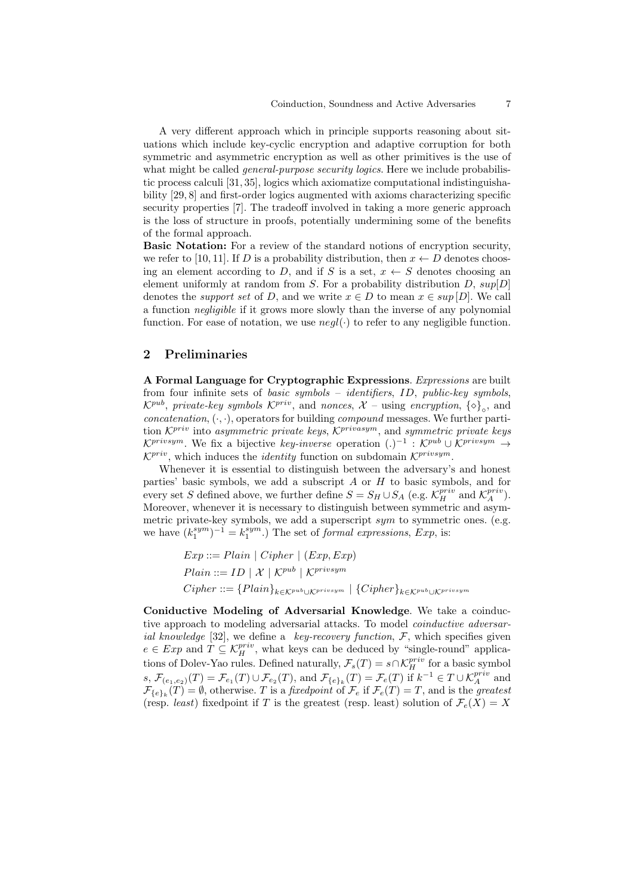A very different approach which in principle supports reasoning about situations which include key-cyclic encryption and adaptive corruption for both symmetric and asymmetric encryption as well as other primitives is the use of what might be called *general-purpose security logics*. Here we include probabilistic process calculi [31, 35], logics which axiomatize computational indistinguishability [29, 8] and first-order logics augmented with axioms characterizing specific security properties [7]. The tradeoff involved in taking a more generic approach is the loss of structure in proofs, potentially undermining some of the benefits of the formal approach.

**Basic Notation:** For a review of the standard notions of encryption security, we refer to [10, 11]. If $D$ is a probability distribution, then $x \leftarrow D$ denotes choosing an element according to $D$, and if $S$ is a set, $x \leftarrow S$ denotes choosing an element uniformly at random from $S$. For a probability distribution $D$, $sup[D]$ denotes the *support set* of $D$, and we write $x \in D$ to mean $x \in sup[D]$. We call a function *negligible* if it grows more slowly than the inverse of any polynomial function. For ease of notation, we use $negl(\cdot)$ to refer to any negligible function.

## 2 Preliminaries

**A Formal Language for Cryptographic Expressions**. *Expressions* are built from four infinite sets of *basic symbols* – *identifiers*, $ID$, *public-key symbols*, $\mathcal{K}^{pub}$, *private-key symbols* $\mathcal{K}^{priv}$, and *nonces*, $\mathcal{X}$ – using *encryption*, $\{\diamond\}_{\circ}$, and *concatenation*, $(\cdot, \cdot)$, operators for building *compound* messages. We further partition $\mathcal{K}^{priv}$ into *asymmetric private keys*, $\mathcal{K}^{privasym}$, and *symmetric private keys* $\mathcal{K}^{privsym}$. We fix a bijective *key-inverse* operation $(.)^{-1} : \mathcal{K}^{pub} \cup \mathcal{K}^{privsym} \rightarrow \mathcal{K}^{priv}$, which induces the *identity* function on subdomain $\mathcal{K}^{privsym}$.

Whenever it is essential to distinguish between the adversary's and honest parties' basic symbols, we add a subscript $A$ or $H$ to basic symbols, and for every set $S$ defined above, we further define $S = S_H \cup S_A$ (e.g. $\mathcal{K}^{priv}_H$ and $\mathcal{K}^{priv}_A$). Moreover, whenever it is necessary to distinguish between symmetric and asymmetric private-key symbols, we add a superscript $sym$ to symmetric ones. (e.g. we have $(k_1^{sym})^{-1} = k_1^{sym}$.) The set of *formal expressions*, $Exp$, is:

$$
\begin{aligned}
Exp &::= Plain \mid Cipher \mid (Exp, Exp) \\
Plain &::= ID \mid \mathcal{X} \mid \mathcal{K}^{pub} \mid \mathcal{K}^{privsym} \\
Cipher &::= \{Plain\}_{k \in \mathcal{K}^{pub} \cup \mathcal{K}^{privsym}} \mid \{Cipher\}_{k \in \mathcal{K}^{pub} \cup \mathcal{K}^{privsym}}
\end{aligned}
$$

**Coniductive Modeling of Adversarial Knowledge**. We take a coinductive approach to modeling adversarial attacks. To model *coinductive adversarial knowledge* [32], we define a *key-recovery function*, $\mathcal{F}$, which specifies given $e \in Exp$ and $T \subseteq \mathcal{K}^{priv}_H$, what keys can be deduced by "single-round" applications of Dolev-Yao rules. Defined naturally, $\mathcal{F}_s(T) = s \cap \mathcal{K}^{priv}_H$ for a basic symbol $s$, $\mathcal{F}_{(e_1,e_2)}(T) = \mathcal{F}_{e_1}(T) \cup \mathcal{F}_{e_2}(T)$, and $\mathcal{F}_{\{e\}_k}(T) = \mathcal{F}_e(T)$ if $k^{-1} \in T \cup \mathcal{K}^{priv}_A$ and $\mathcal{F}_{\{e\}_k}(T) = \emptyset$, otherwise. $T$ is a *fixedpoint* of $\mathcal{F}_e$ if $\mathcal{F}_e(T) = T$, and is the *greatest* (resp. *least*) fixedpoint if $T$ is the greatest (resp. least) solution of $\mathcal{F}_e(X) = X$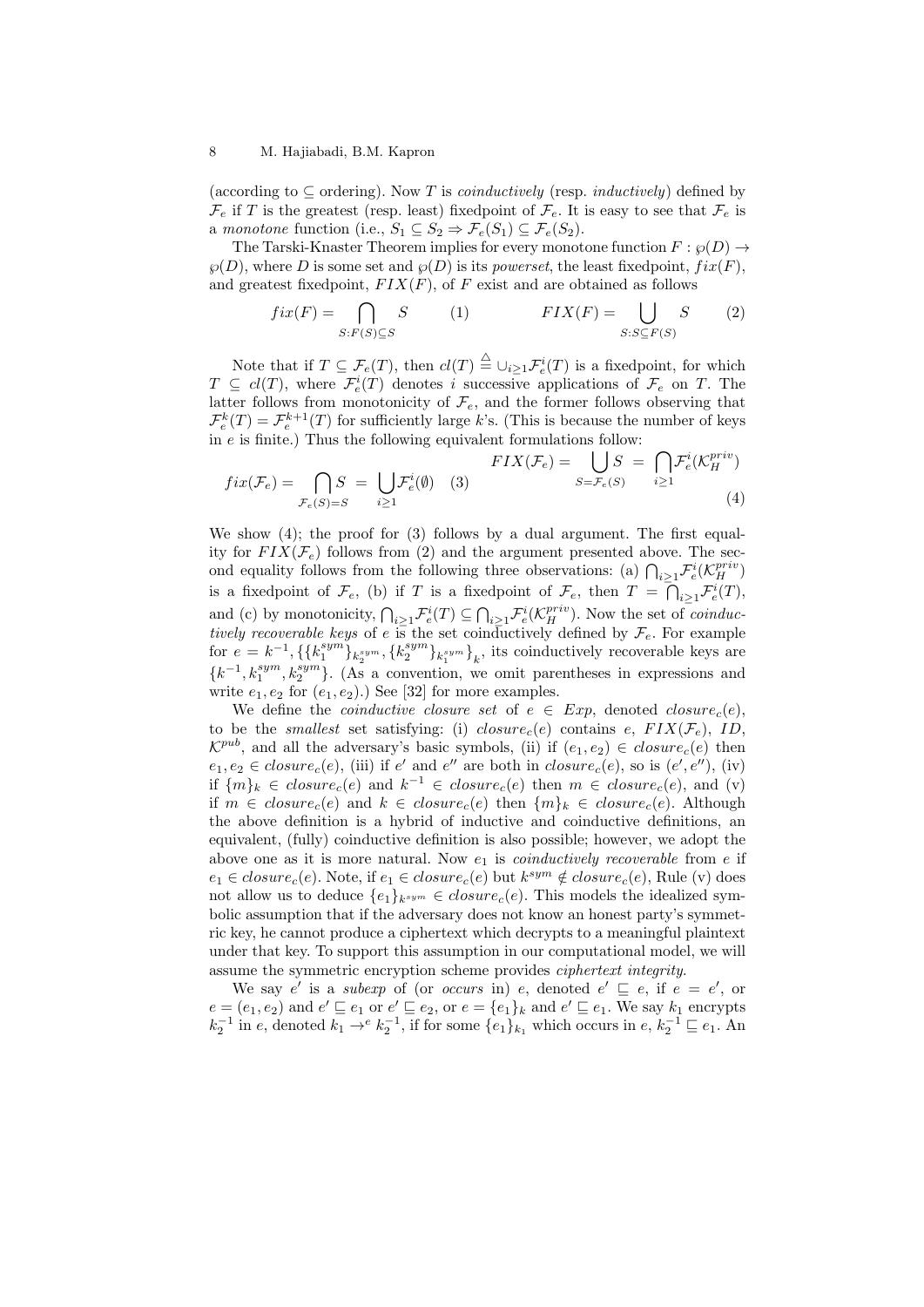(according to $\subseteq$ ordering). Now $T$ is *coinductively* (resp. *inductively*) defined by $\mathcal{F}_e$ if $T$ is the greatest (resp. least) fixedpoint of $\mathcal{F}_e$. It is easy to see that $\mathcal{F}_e$ is a *monotone* function (i.e., $S_1 \subseteq S_2 \Rightarrow \mathcal{F}_e(S_1) \subseteq \mathcal{F}_e(S_2)$).

The Tarski-Knaster Theorem implies for every monotone function $F : \wp(D) \rightarrow \wp(D)$, where $D$ is some set and $\wp(D)$ is its *powerset*, the least fixedpoint, $fix(F)$, and greatest fixedpoint, $FIX(F)$, of $F$ exist and are obtained as follows

$$fix(F) = \bigcap_{S:F(S)\subseteq S} S \qquad (1) \qquad\qquad FIX(F) = \bigcup_{S:S\subseteq F(S)} S \qquad (2)$$

Note that if $T \subseteq \mathcal{F}_e(T)$, then $cl(T) \triangleq \cup_{i\geq 1}\mathcal{F}_e^i(T)$ is a fixedpoint, for which $T \subseteq cl(T)$, where $\mathcal{F}_e^i(T)$ denotes $i$ successive applications of $\mathcal{F}_e$ on $T$. The latter follows from monotonicity of $\mathcal{F}_e$, and the former follows observing that $\mathcal{F}_e^k(T) = \mathcal{F}_e^{k+1}(T)$ for sufficiently large $k$'s. (This is because the number of keys in $e$ is finite.) Thus the following equivalent formulations follow:

$$fix(\mathcal{F}_e) = \bigcap_{\mathcal{F}_e(S)=S} S = \bigcup_{i\geq 1}\mathcal{F}_e^i(\emptyset) \quad (3) \qquad FIX(\mathcal{F}_e) = \bigcup_{S=\mathcal{F}_e(S)} S = \bigcap_{i\geq 1}\mathcal{F}_e^i(\mathcal{K}_H^{priv}) \quad (4)$$

We show (4); the proof for (3) follows by a dual argument. The first equality for $FIX(\mathcal{F}_e)$ follows from (2) and the argument presented above. The second equality follows from the following three observations: (a) $\bigcap_{i\geq 1}\mathcal{F}_e^i(\mathcal{K}_H^{priv})$ is a fixedpoint of $\mathcal{F}_e$, (b) if $T$ is a fixedpoint of $\mathcal{F}_e$, then $T = \bigcap_{i\geq 1}\mathcal{F}_e^i(T)$, and (c) by monotonicity, $\bigcap_{i\geq 1}\mathcal{F}_e^i(T) \subseteq \bigcap_{i\geq 1}\mathcal{F}_e^i(\mathcal{K}_H^{priv})$. Now the set of *coinductively recoverable keys* of $e$ is the set coinductively defined by $\mathcal{F}_e$. For example for $e = k^{-1}, \{\{k_1^{sym}\}_{k_2^{sym}}, \{k_2^{sym}\}_{k_1^{sym}}\}_k$, its coinductively recoverable keys are $\{k^{-1}, k_1^{sym}, k_2^{sym}\}$. (As a convention, we omit parentheses in expressions and write $e_1, e_2$ for $(e_1, e_2)$.) See [32] for more examples.

We define the *coinductive closure set* of $e \in Exp$, denoted $closure_c(e)$, to be the *smallest* set satisfying: (i) $closure_c(e)$ contains $e$, $FIX(\mathcal{F}_e)$, $ID$, $\mathcal{K}^{pub}$, and all the adversary's basic symbols, (ii) if $(e_1, e_2) \in closure_c(e)$ then $e_1, e_2 \in closure_c(e)$, (iii) if $e'$ and $e''$ are both in $closure_c(e)$, so is $(e', e'')$, (iv) if $\{m\}_k \in closure_c(e)$ and $k^{-1} \in closure_c(e)$ then $m \in closure_c(e)$, and (v) if $m \in closure_c(e)$ and $k \in closure_c(e)$ then $\{m\}_k \in closure_c(e)$. Although the above definition is a hybrid of inductive and coinductive definitions, an equivalent, (fully) coinductive definition is also possible; however, we adopt the above one as it is more natural. Now $e_1$ is *coinductively recoverable* from $e$ if $e_1 \in closure_c(e)$. Note, if $e_1 \in closure_c(e)$ but $k^{sym} \notin closure_c(e)$, Rule (v) does not allow us to deduce $\{e_1\}_{k^{sym}} \in closure_c(e)$. This models the idealized symbolic assumption that if the adversary does not know an honest party's symmetric key, he cannot produce a ciphertext which decrypts to a meaningful plaintext under that key. To support this assumption in our computational model, we will assume the symmetric encryption scheme provides *ciphertext integrity*.

We say $e'$ is a *subexp* of (or *occurs* in) $e$, denoted $e' \sqsubseteq e$, if $e = e'$, or $e = (e_1, e_2)$ and $e' \sqsubseteq e_1$ or $e' \sqsubseteq e_2$, or $e = \{e_1\}_k$ and $e' \sqsubseteq e_1$. We say $k_1$ encrypts $k_2^{-1}$ in $e$, denoted $k_1 \rightarrow^e k_2^{-1}$, if for some $\{e_1\}_{k_1}$ which occurs in $e$, $k_2^{-1} \sqsubseteq e_1$. An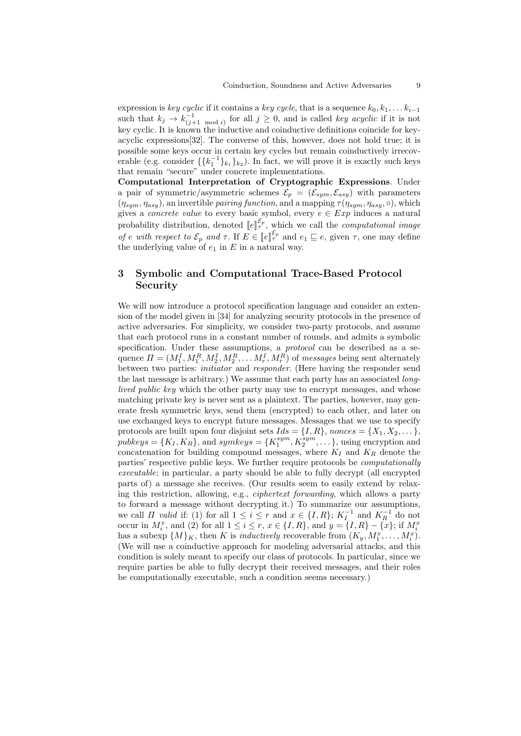expression is *key cyclic* if it contains a *key cycle*, that is a sequence $k_0, k_1, \dots k_{i-1}$ such that $k_j \rightarrow k^{-1}_{(j+1 \mod i)}$ for all $j \geq 0$, and is called *key acyclic* if it is not key cyclic. It is known the inductive and coinductive definitions coincide for key-acyclic expressions[32]. The converse of this, however, does not hold true; it is possible some keys occur in certain key cycles but remain coinductively irrecoverable (e.g. consider $\{\{k_1^{-1}\}_{k_1}\}_{k_2}$). In fact, we will prove it is exactly such keys that remain "secure" under concrete implementations.

**Computational Interpretation of Cryptographic Expressions**. Under a pair of symmetric/asymmetric schemes $\mathcal{E}_p = (\mathcal{E}_{sym}, \mathcal{E}_{asy})$ with parameters $(\eta_{sym}, \eta_{asy})$, an invertible *pairing function*, and a mapping $\tau(\eta_{sym}, \eta_{asy}, \circ)$, which gives a *concrete value* to every basic symbol, every $e \in Exp$ induces a natural probability distribution, denoted $[\![e]\!]^{\mathcal{E}_p}_{\tau}$, which we call the *computational image of $e$ with respect to $\mathcal{E}_p$ and $\tau$*. If $E \in [\![e]\!]^{\mathcal{E}_p}_{\tau}$ and $e_1 \sqsubseteq e$, given $\tau$, one may define the underlying value of $e_1$ in $E$ in a natural way.

## 3 Symbolic and Computational Trace-Based Protocol Security

We will now introduce a protocol specification language and consider an extension of the model given in [34] for analyzing security protocols in the presence of active adversaries. For simplicity, we consider two-party protocols, and assume that each protocol runs in a constant number of rounds, and admits a symbolic specification. Under these assumptions, a *protocol* can be described as a sequence $\Pi = (M_1^I, M_1^R, M_2^I, M_2^R, \dots M_r^I, M_r^R)$ of *messages* being sent alternately between two parties: *initiator* and *responder*. (Here having the responder send the last message is arbitrary.) We assume that each party has an associated *long-lived public key* which the other party may use to encrypt messages, and whose matching private key is never sent as a plaintext. The parties, however, may generate fresh symmetric keys, send them (encrypted) to each other, and later on use exchanged keys to encrypt future messages. Messages that we use to specify protocols are built upon four disjoint sets $Ids = \{I, R\}$, $nonces = \{X_1, X_2, \dots\}$, $pubkeys = \{K_I, K_R\}$, and $symkeys = \{K_1^{sym}, K_2^{sym}, \dots\}$, using encryption and concatenation for building compound messages, where $K_I$ and $K_R$ denote the parties' respective public keys. We further require protocols be *computationally executable*; in particular, a party should be able to fully decrypt (all encrypted parts of) a message she receives. (Our results seem to easily extend by relaxing this restriction, allowing, e.g., *ciphertext forwarding*, which allows a party to forward a message without decrypting it.) To summarize our assumptions, we call $\Pi$ *valid* if: (1) for all $1 \leq i \leq r$ and $x \in \{I, R\}$; $K_I^{-1}$ and $K_R^{-1}$ do not occur in $M_i^x$, and (2) for all $1 \leq i \leq r$, $x \in \{I, R\}$, and $y = \{I, R\} - \{x\}$; if $M_i^x$ has a subexp $\{M\}_K$, then $K$ is *inductively* recoverable from $(K_y, M_1^x, \dots, M_i^x)$. (We will use a coinductive approach for modeling adversarial attacks, and this condition is solely meant to specify our class of protocols. In particular, since we require parties be able to fully decrypt their received messages, and their roles be computationally executable, such a condition seems necessary.)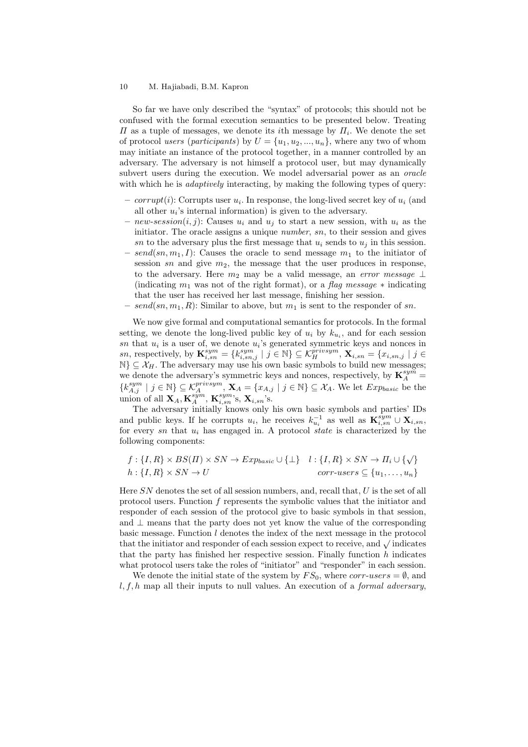So far we have only described the "syntax" of protocols; this should not be confused with the formal execution semantics to be presented below. Treating $\Pi$ as a tuple of messages, we denote its $i$th message by $\Pi_i$. We denote the set of protocol *users* (*participants*) by $U = \{u_1, u_2, ..., u_n\}$, where any two of whom may initiate an instance of the protocol together, in a manner controlled by an adversary. The adversary is not himself a protocol user, but may dynamically subvert users during the execution. We model adversarial power as an *oracle* with which he is *adaptively* interacting, by making the following types of query:

- *corrupt*$(i)$: Corrupts user $u_i$. In response, the long-lived secret key of $u_i$ (and all other $u_i$'s internal information) is given to the adversary.
- *new-session*$(i, j)$: Causes $u_i$ and $u_j$ to start a new session, with $u_i$ as the initiator. The oracle assigns a unique *number*, $sn$, to their session and gives $sn$ to the adversary plus the first message that $u_i$ sends to $u_j$ in this session.
- *send*$(sn, m_1, I)$: Causes the oracle to send message $m_1$ to the initiator of session $sn$ and give $m_2$, the message that the user produces in response, to the adversary. Here $m_2$ may be a valid message, an *error message* $\perp$ (indicating $m_1$ was not of the right format), or a *flag message* $*$ indicating that the user has received her last message, finishing her session.
- *send*$(sn, m_1, R)$: Similar to above, but $m_1$ is sent to the responder of $sn$.

We now give formal and computational semantics for protocols. In the formal setting, we denote the long-lived public key of $u_i$ by $k_{u_i}$, and for each session $sn$ that $u_i$ is a user of, we denote $u_i$'s generated symmetric keys and nonces in $sn$, respectively, by $\mathbf{K}^{sym}_{i,sn} = \{k^{sym}_{i,sn,j} \mid j \in \mathbb{N}\} \subseteq \mathcal{K}^{privsym}_H$, $\mathbf{X}_{i,sn} = \{x_{i,sn,j} \mid j \in \mathbb{N}\} \subseteq \mathcal{X}_H$. The adversary may use his own basic symbols to build new messages; we denote the adversary's symmetric keys and nonces, respectively, by $\mathbf{K}^{sym}_A = \{k^{sym}_{A,j} \mid j \in \mathbb{N}\} \subseteq \mathcal{K}^{privsym}_A$, $\mathbf{X}_A = \{x_{A,j} \mid j \in \mathbb{N}\} \subseteq \mathcal{X}_A$. We let $Exp_{basic}$ be the union of all $\mathbf{X}_A, \mathbf{K}^{sym}_A$, $\mathbf{K}^{sym}_{i,sn}$'s, $\mathbf{X}_{i,sn}$'s.

The adversary initially knows only his own basic symbols and parties' IDs and public keys. If he corrupts $u_i$, he receives $k^{-1}_{u_i}$ as well as $\mathbf{K}^{sym}_{i,sn} \cup \mathbf{X}_{i,sn}$, for every $sn$ that $u_i$ has engaged in. A protocol *state* is characterized by the following components:

$$f : \{I, R\} \times BS(\Pi) \times SN \rightarrow Exp_{basic} \cup \{\perp\} \quad l : \{I, R\} \times SN \rightarrow \Pi_i \cup \{\surd\}$$
$$h : \{I, R\} \times SN \rightarrow U \qquad\qquad corr\text{-}users \subseteq \{u_1, \ldots, u_n\}$$

Here $SN$ denotes the set of all session numbers, and, recall that, $U$ is the set of all protocol users. Function $f$ represents the symbolic values that the initiator and responder of each session of the protocol give to basic symbols in that session, and $\perp$ means that the party does not yet know the value of the corresponding basic message. Function $l$ denotes the index of the next message in the protocol that the initiator and responder of each session expect to receive, and $\surd$ indicates that the party has finished her respective session. Finally function $h$ indicates what protocol users take the roles of "initiator" and "responder" in each session.

We denote the initial state of the system by $FS_0$, where $corr\text{-}users = \emptyset$, and $l, f, h$ map all their inputs to null values. An execution of a *formal adversary*,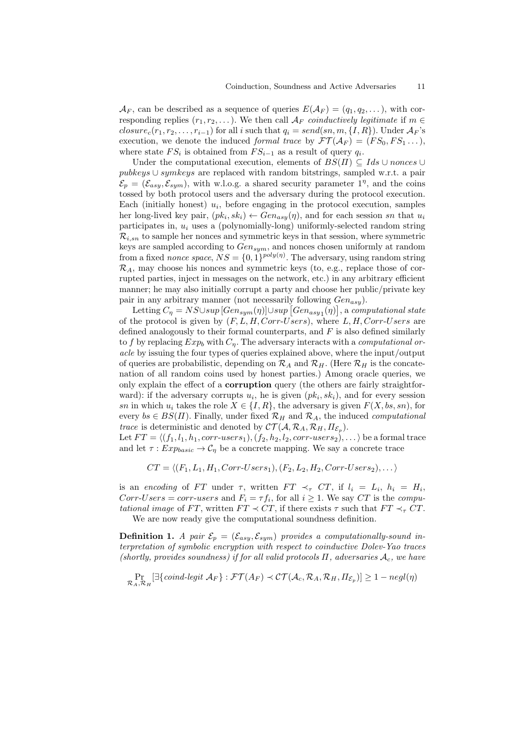$\mathcal{A}_F$, can be described as a sequence of queries $E(\mathcal{A}_F) = (q_1, q_2, \dots)$, with corresponding replies $(r_1, r_2, \dots)$. We then call $\mathcal{A}_F$ *coinductively legitimate* if $m \in closure_c(r_1, r_2, \dots, r_{i-1})$ for all $i$ such that $q_i = send(sn, m, \{I, R\})$. Under $\mathcal{A}_F$'s execution, we denote the induced *formal trace* by $\mathcal{FT}(\mathcal{A}_F) = (FS_0, FS_1 \dots)$, where state $FS_i$ is obtained from $FS_{i-1}$ as a result of query $q_i$.

Under the computational execution, elements of $BS(\Pi) \subseteq Ids \cup nonces \cup pubkeys \cup symkeys$ are replaced with random bitstrings, sampled w.r.t. a pair $\mathcal{E}_p = (\mathcal{E}_{asy}, \mathcal{E}_{sym})$, with w.l.o.g. a shared security parameter $1^\eta$, and the coins tossed by both protocol users and the adversary during the protocol execution. Each (initially honest) $u_i$, before engaging in the protocol execution, samples her long-lived key pair, $(pk_i, sk_i) \leftarrow Gen_{asy}(\eta)$, and for each session $sn$ that $u_i$ participates in, $u_i$ uses a (polynomially-long) uniformly-selected random string $\mathcal{R}_{i,sn}$ to sample her nonces and symmetric keys in that session, where symmetric keys are sampled according to $Gen_{sym}$, and nonces chosen uniformly at random from a fixed *nonce space*, $NS = \{0,1\}^{poly(\eta)}$. The adversary, using random string $\mathcal{R}_A$, may choose his nonces and symmetric keys (to, e.g., replace those of corrupted parties, inject in messages on the network, etc.) in any arbitrary efficient manner; he may also initially corrupt a party and choose her public/private key pair in any arbitrary manner (not necessarily following $Gen_{asy}$).

Letting $C_\eta = NS \cup sup\left[Gen_{sym}(\eta)\right] \cup sup\left[Gen_{asy_1}(\eta)\right]$, a *computational state* of the protocol is given by $(F, L, H, Corr\text{-}Users)$, where $L, H, Corr\text{-}Users$ are defined analogously to their formal counterparts, and $F$ is also defined similarly to $f$ by replacing $Exp_b$ with $C_\eta$. The adversary interacts with a *computational oracle* by issuing the four types of queries explained above, where the input/output of queries are probabilistic, depending on $\mathcal{R}_A$ and $\mathcal{R}_H$. (Here $\mathcal{R}_H$ is the concatenation of all random coins used by honest parties.) Among oracle queries, we only explain the effect of a **corruption** query (the others are fairly straightforward): if the adversary corrupts $u_i$, he is given $(pk_i, sk_i)$, and for every session $sn$ in which $u_i$ takes the role $X \in \{I, R\}$, the adversary is given $F(X, bs, sn)$, for every $bs \in BS(\Pi)$. Finally, under fixed $\mathcal{R}_H$ and $\mathcal{R}_A$, the induced *computational trace* is deterministic and denoted by $\mathcal{CT}(\mathcal{A}, \mathcal{R}_A, \mathcal{R}_H, \Pi_{\mathcal{E}_p})$.

Let $FT = \langle (f_1, l_1, h_1, corr\text{-}users_1), (f_2, h_2, l_2, corr\text{-}users_2), \dots \rangle$ be a formal trace and let $\tau : Exp_{basic} \to \mathcal{C}_\eta$ be a concrete mapping. We say a concrete trace

$$CT = \langle (F_1, L_1, H_1, Corr\text{-}Users_1), (F_2, L_2, H_2, Corr\text{-}Users_2), \dots \rangle$$

is an *encoding* of $FT$ under $\tau$, written $FT \prec_\tau CT$, if $l_i = L_i$, $h_i = H_i$, $Corr\text{-}Users = corr\text{-}users$ and $F_i = \tau f_i$, for all $i \geq 1$. We say $CT$ is the *computational image* of $FT$, written $FT \prec CT$, if there exists $\tau$ such that $FT \prec_\tau CT$.

We are now ready give the computational soundness definition.

**Definition 1.** *A pair $\mathcal{E}_p = (\mathcal{E}_{asy}, \mathcal{E}_{sym})$ provides a computationally-sound interpretation of symbolic encryption with respect to coinductive Dolev-Yao traces (shortly, provides soundness) if for all valid protocols $\Pi$, adversaries $\mathcal{A}_c$, we have*

$$\Pr_{\mathcal{R}_A, \mathcal{R}_H}\left[\exists \{coind\text{-}legit\ \mathcal{A}_F\} : \mathcal{FT}(A_F) \prec \mathcal{CT}(\mathcal{A}_c, \mathcal{R}_A, \mathcal{R}_H, \Pi_{\mathcal{E}_p})\right] \geq 1 - negl(\eta)$$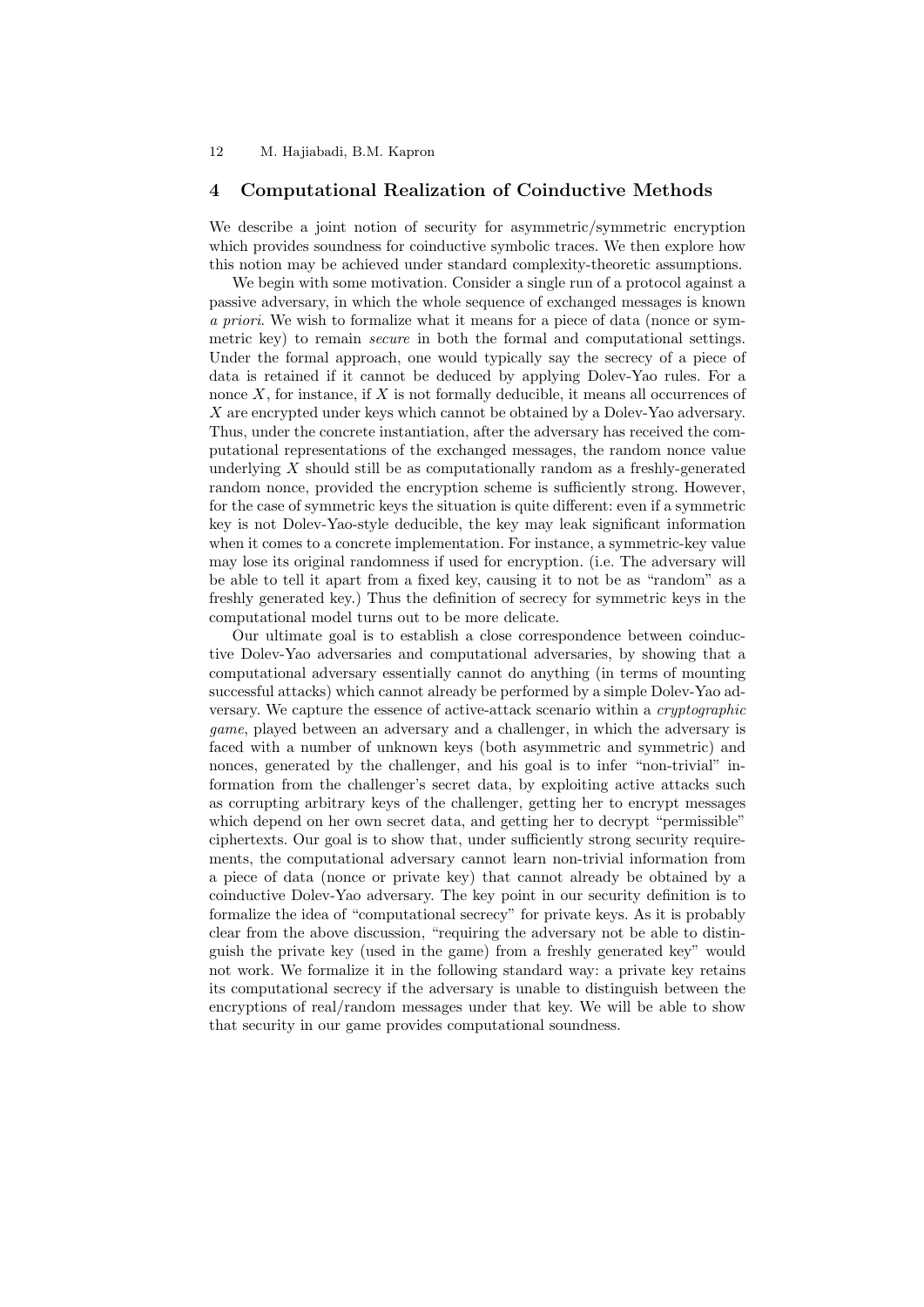## 4 Computational Realization of Coinductive Methods

We describe a joint notion of security for asymmetric/symmetric encryption which provides soundness for coinductive symbolic traces. We then explore how this notion may be achieved under standard complexity-theoretic assumptions.

We begin with some motivation. Consider a single run of a protocol against a passive adversary, in which the whole sequence of exchanged messages is known *a priori*. We wish to formalize what it means for a piece of data (nonce or symmetric key) to remain *secure* in both the formal and computational settings. Under the formal approach, one would typically say the secrecy of a piece of data is retained if it cannot be deduced by applying Dolev-Yao rules. For a nonce $X$, for instance, if $X$ is not formally deducible, it means all occurrences of $X$ are encrypted under keys which cannot be obtained by a Dolev-Yao adversary. Thus, under the concrete instantiation, after the adversary has received the computational representations of the exchanged messages, the random nonce value underlying $X$ should still be as computationally random as a freshly-generated random nonce, provided the encryption scheme is sufficiently strong. However, for the case of symmetric keys the situation is quite different: even if a symmetric key is not Dolev-Yao-style deducible, the key may leak significant information when it comes to a concrete implementation. For instance, a symmetric-key value may lose its original randomness if used for encryption. (i.e. The adversary will be able to tell it apart from a fixed key, causing it to not be as "random" as a freshly generated key.) Thus the definition of secrecy for symmetric keys in the computational model turns out to be more delicate.

Our ultimate goal is to establish a close correspondence between coinductive Dolev-Yao adversaries and computational adversaries, by showing that a computational adversary essentially cannot do anything (in terms of mounting successful attacks) which cannot already be performed by a simple Dolev-Yao adversary. We capture the essence of active-attack scenario within a *cryptographic game*, played between an adversary and a challenger, in which the adversary is faced with a number of unknown keys (both asymmetric and symmetric) and nonces, generated by the challenger, and his goal is to infer "non-trivial" information from the challenger's secret data, by exploiting active attacks such as corrupting arbitrary keys of the challenger, getting her to encrypt messages which depend on her own secret data, and getting her to decrypt "permissible" ciphertexts. Our goal is to show that, under sufficiently strong security requirements, the computational adversary cannot learn non-trivial information from a piece of data (nonce or private key) that cannot already be obtained by a coinductive Dolev-Yao adversary. The key point in our security definition is to formalize the idea of "computational secrecy" for private keys. As it is probably clear from the above discussion, "requiring the adversary not be able to distinguish the private key (used in the game) from a freshly generated key" would not work. We formalize it in the following standard way: a private key retains its computational secrecy if the adversary is unable to distinguish between the encryptions of real/random messages under that key. We will be able to show that security in our game provides computational soundness.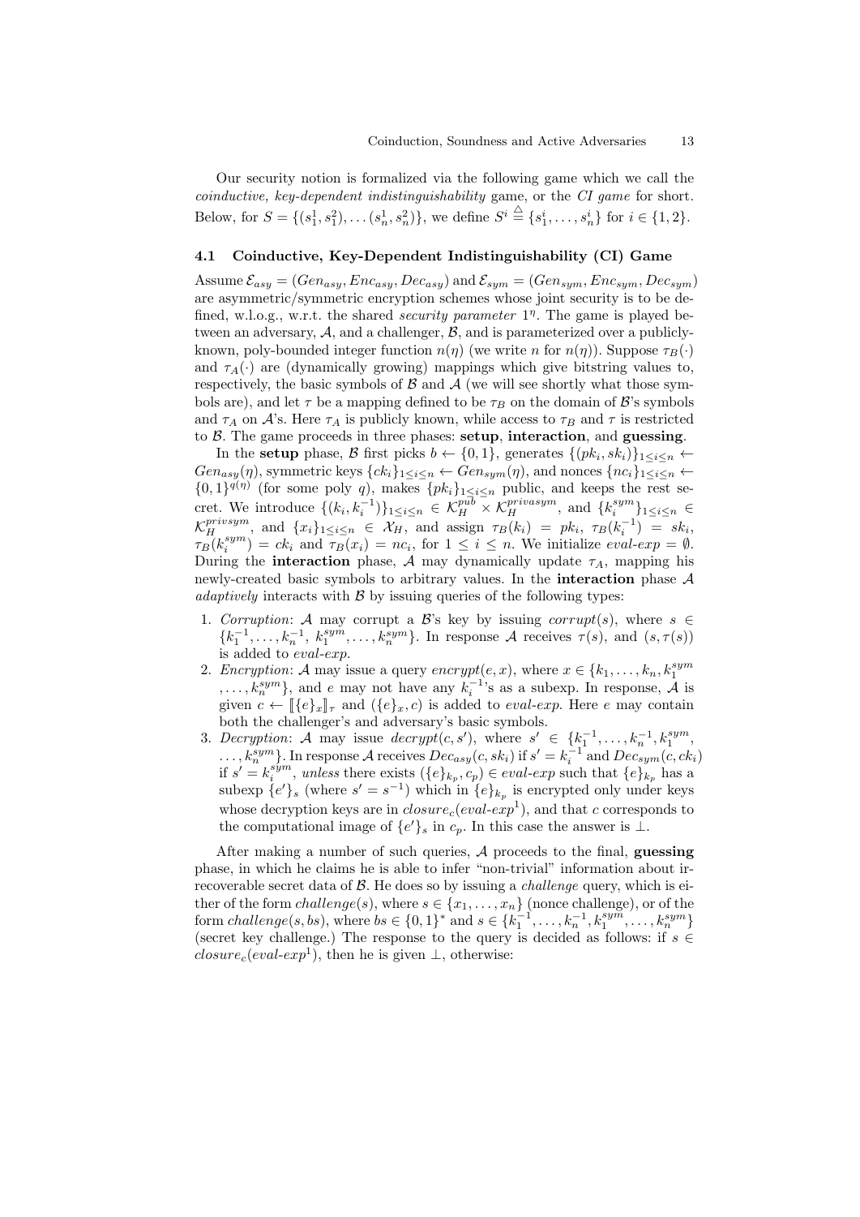Our security notion is formalized via the following game which we call the *coinductive, key-dependent indistinguishability* game, or the *CI game* for short. Below, for $S = \{(s_1^1, s_1^2), \ldots (s_n^1, s_n^2)\}$, we define $S^i \stackrel{\triangle}{=} \{s_1^i, \ldots, s_n^i\}$ for $i \in \{1, 2\}$.

### 4.1 Coinductive, Key-Dependent Indistinguishability (CI) Game

Assume $\mathcal{E}_{asy} = (Gen_{asy}, Enc_{asy}, Dec_{asy})$ and $\mathcal{E}_{sym} = (Gen_{sym}, Enc_{sym}, Dec_{sym})$ are asymmetric/symmetric encryption schemes whose joint security is to be defined, w.l.o.g., w.r.t. the shared *security parameter* $1^\eta$. The game is played between an adversary, $\mathcal{A}$, and a challenger, $\mathcal{B}$, and is parameterized over a publicly-known, poly-bounded integer function $n(\eta)$ (we write $n$ for $n(\eta)$). Suppose $\tau_B(\cdot)$ and $\tau_A(\cdot)$ are (dynamically growing) mappings which give bitstring values to, respectively, the basic symbols of $\mathcal{B}$ and $\mathcal{A}$ (we will see shortly what those symbols are), and let $\tau$ be a mapping defined to be $\tau_B$ on the domain of $\mathcal{B}$'s symbols and $\tau_A$ on $\mathcal{A}$'s. Here $\tau_A$ is publicly known, while access to $\tau_B$ and $\tau$ is restricted to $\mathcal{B}$. The game proceeds in three phases: **setup**, **interaction**, and **guessing**.

In the **setup** phase, $\mathcal{B}$ first picks $b \leftarrow \{0, 1\}$, generates $\{(pk_i, sk_i)\}_{1 \le i \le n} \leftarrow Gen_{asy}(\eta)$, symmetric keys $\{ck_i\}_{1 \le i \le n} \leftarrow Gen_{sym}(\eta)$, and nonces $\{nc_i\}_{1 \le i \le n} \leftarrow \{0, 1\}^{q(\eta)}$ (for some poly $q$), makes $\{pk_i\}_{1 \le i \le n}$ public, and keeps the rest secret. We introduce $\{(k_i, k_i^{-1})\}_{1 \le i \le n} \in \mathcal{K}_H^{pub} \times \mathcal{K}_H^{privasym}$, and $\{k_i^{sym}\}_{1 \le i \le n} \in \mathcal{K}_H^{privsym}$, and $\{x_i\}_{1 \le i \le n} \in \mathcal{X}_H$, and assign $\tau_B(k_i) = pk_i$, $\tau_B(k_i^{-1}) = sk_i$, $\tau_B(k_i^{sym}) = ck_i$ and $\tau_B(x_i) = nc_i$, for $1 \le i \le n$. We initialize $eval\text{-}exp = \emptyset$. During the **interaction** phase, $\mathcal{A}$ may dynamically update $\tau_A$, mapping his newly-created basic symbols to arbitrary values. In the **interaction** phase $\mathcal{A}$ *adaptively* interacts with $\mathcal{B}$ by issuing queries of the following types:

1. *Corruption*: $\mathcal{A}$ may corrupt a $\mathcal{B}$'s key by issuing $corrupt(s)$, where $s \in \{k_1^{-1}, \ldots, k_n^{-1}, k_1^{sym}, \ldots, k_n^{sym}\}$. In response $\mathcal{A}$ receives $\tau(s)$, and $(s, \tau(s))$ is added to $eval\text{-}exp$.
2. *Encryption*: $\mathcal{A}$ may issue a query $encrypt(e, x)$, where $x \in \{k_1, \ldots, k_n, k_1^{sym}, \ldots, k_n^{sym}\}$, and $e$ may not have any $k_i^{-1}$'s as a subexp. In response, $\mathcal{A}$ is given $c \leftarrow [\![\{e\}_x]\!]_\tau$ and $(\{e\}_x, c)$ is added to $eval\text{-}exp$. Here $e$ may contain both the challenger's and adversary's basic symbols.
3. *Decryption*: $\mathcal{A}$ may issue $decrypt(c, s')$, where $s' \in \{k_1^{-1}, \ldots, k_n^{-1}, k_1^{sym}, \ldots, k_n^{sym}\}$. In response $\mathcal{A}$ receives $Dec_{asy}(c, sk_i)$ if $s' = k_i^{-1}$ and $Dec_{sym}(c, ck_i)$ if $s' = k_i^{sym}$, *unless* there exists $(\{e\}_{k_p}, c_p) \in eval\text{-}exp$ such that $\{e\}_{k_p}$ has a subexp $\{e'\}_s$ (where $s' = s^{-1}$) which in $\{e\}_{k_p}$ is encrypted only under keys whose decryption keys are in $closure_c(eval\text{-}exp^1)$, and that $c$ corresponds to the computational image of $\{e'\}_s$ in $c_p$. In this case the answer is $\perp$.

After making a number of such queries, $\mathcal{A}$ proceeds to the final, **guessing** phase, in which he claims he is able to infer "non-trivial" information about irrecoverable secret data of $\mathcal{B}$. He does so by issuing a *challenge* query, which is either of the form $challenge(s)$, where $s \in \{x_1, \ldots, x_n\}$ (nonce challenge), or of the form $challenge(s, bs)$, where $bs \in \{0, 1\}^*$ and $s \in \{k_1^{-1}, \ldots, k_n^{-1}, k_1^{sym}, \ldots, k_n^{sym}\}$ (secret key challenge.) The response to the query is decided as follows: if $s \in closure_c(eval\text{-}exp^1)$, then he is given $\perp$, otherwise: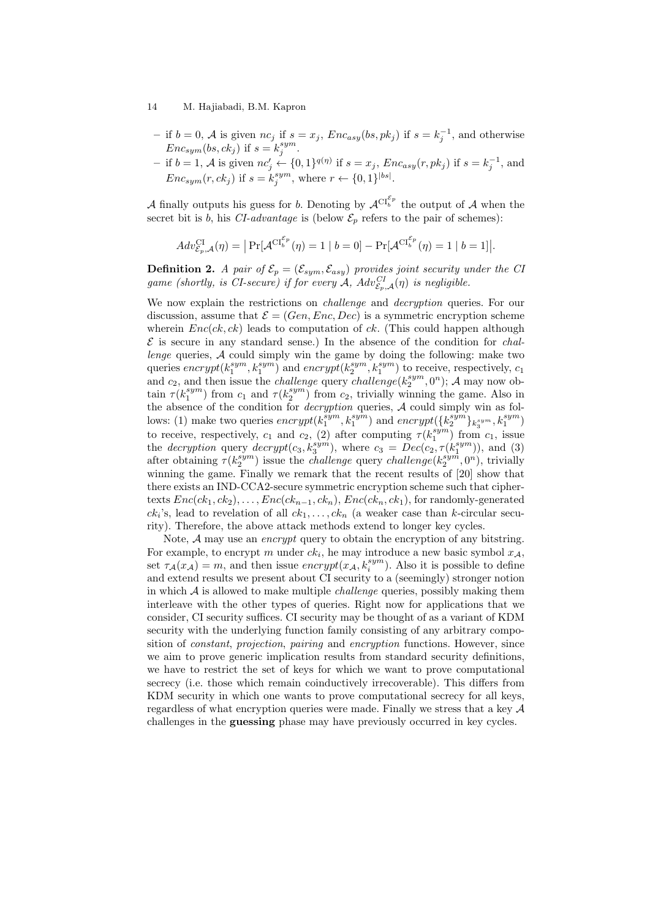- if $b = 0$, $\mathcal{A}$ is given $nc_j$ if $s = x_j$, $Enc_{asy}(bs, pk_j)$ if $s = k_j^{-1}$, and otherwise $Enc_{sym}(bs, ck_j)$ if $s = k_j^{sym}$.
- if $b = 1$, $\mathcal{A}$ is given $nc'_j \leftarrow \{0,1\}^{q(\eta)}$ if $s = x_j$, $Enc_{asy}(r, pk_j)$ if $s = k_j^{-1}$, and $Enc_{sym}(r, ck_j)$ if $s = k_j^{sym}$, where $r \leftarrow \{0,1\}^{|bs|}$.

$\mathcal{A}$ finally outputs his guess for $b$. Denoting by $\mathcal{A}^{\mathrm{CI}_b^{\mathcal{E}_p}}$ the output of $\mathcal{A}$ when the secret bit is $b$, his *CI-advantage* is (below $\mathcal{E}_p$ refers to the pair of schemes):

$$Adv_{\mathcal{E}_p,\mathcal{A}}^{\mathrm{CI}}(\eta) = \big|\Pr[\mathcal{A}^{\mathrm{CI}_b^{\mathcal{E}_p}}(\eta) = 1 \mid b = 0] - \Pr[\mathcal{A}^{\mathrm{CI}_b^{\mathcal{E}_p}}(\eta) = 1 \mid b = 1]\big|.$$

**Definition 2.** *A pair of $\mathcal{E}_p = (\mathcal{E}_{sym}, \mathcal{E}_{asy})$ provides joint security under the CI game (shortly, is CI-secure) if for every $\mathcal{A}$, $Adv_{\mathcal{E}_p,\mathcal{A}}^{CI}(\eta)$ is negligible.*

We now explain the restrictions on *challenge* and *decryption* queries. For our discussion, assume that $\mathcal{E} = (Gen, Enc, Dec)$ is a symmetric encryption scheme wherein $Enc(ck, ck)$ leads to computation of $ck$. (This could happen although $\mathcal{E}$ is secure in any standard sense.) In the absence of the condition for *challenge* queries, $\mathcal{A}$ could simply win the game by doing the following: make two queries $encrypt(k_1^{sym}, k_1^{sym})$ and $encrypt(k_2^{sym}, k_1^{sym})$ to receive, respectively, $c_1$ and $c_2$, and then issue the *challenge* query $challenge(k_2^{sym}, 0^n)$; $\mathcal{A}$ may now obtain $\tau(k_1^{sym})$ from $c_1$ and $\tau(k_2^{sym})$ from $c_2$, trivially winning the game. Also in the absence of the condition for *decryption* queries, $\mathcal{A}$ could simply win as follows: (1) make two queries $encrypt(k_1^{sym}, k_1^{sym})$ and $encrypt(\{k_2^{sym}\}_{k_3^{sym}}, k_1^{sym})$ to receive, respectively, $c_1$ and $c_2$, (2) after computing $\tau(k_1^{sym})$ from $c_1$, issue the *decryption* query $decrypt(c_3, k_3^{sym})$, where $c_3 = Dec(c_2, \tau(k_1^{sym}))$, and (3) after obtaining $\tau(k_2^{sym})$ issue the *challenge* query $challenge(k_2^{sym}, 0^n)$, trivially winning the game. Finally we remark that the recent results of [20] show that there exists an IND-CCA2-secure symmetric encryption scheme such that ciphertexts $Enc(ck_1, ck_2), \ldots, Enc(ck_{n-1}, ck_n), Enc(ck_n, ck_1)$, for randomly-generated $ck_i$'s, lead to revelation of all $ck_1, \ldots, ck_n$ (a weaker case than $k$-circular security). Therefore, the above attack methods extend to longer key cycles.

Note, $\mathcal{A}$ may use an *encrypt* query to obtain the encryption of any bitstring. For example, to encrypt $m$ under $ck_i$, he may introduce a new basic symbol $x_{\mathcal{A}}$, set $\tau_{\mathcal{A}}(x_{\mathcal{A}}) = m$, and then issue $encrypt(x_{\mathcal{A}}, k_i^{sym})$. Also it is possible to define and extend results we present about CI security to a (seemingly) stronger notion in which $\mathcal{A}$ is allowed to make multiple *challenge* queries, possibly making them interleave with the other types of queries. Right now for applications that we consider, CI security suffices. CI security may be thought of as a variant of KDM security with the underlying function family consisting of any arbitrary composition of *constant*, *projection*, *pairing* and *encryption* functions. However, since we aim to prove generic implication results from standard security definitions, we have to restrict the set of keys for which we want to prove computational secrecy (i.e. those which remain coinductively irrecoverable). This differs from KDM security in which one wants to prove computational secrecy for all keys, regardless of what encryption queries were made. Finally we stress that a key $\mathcal{A}$ challenges in the **guessing** phase may have previously occurred in key cycles.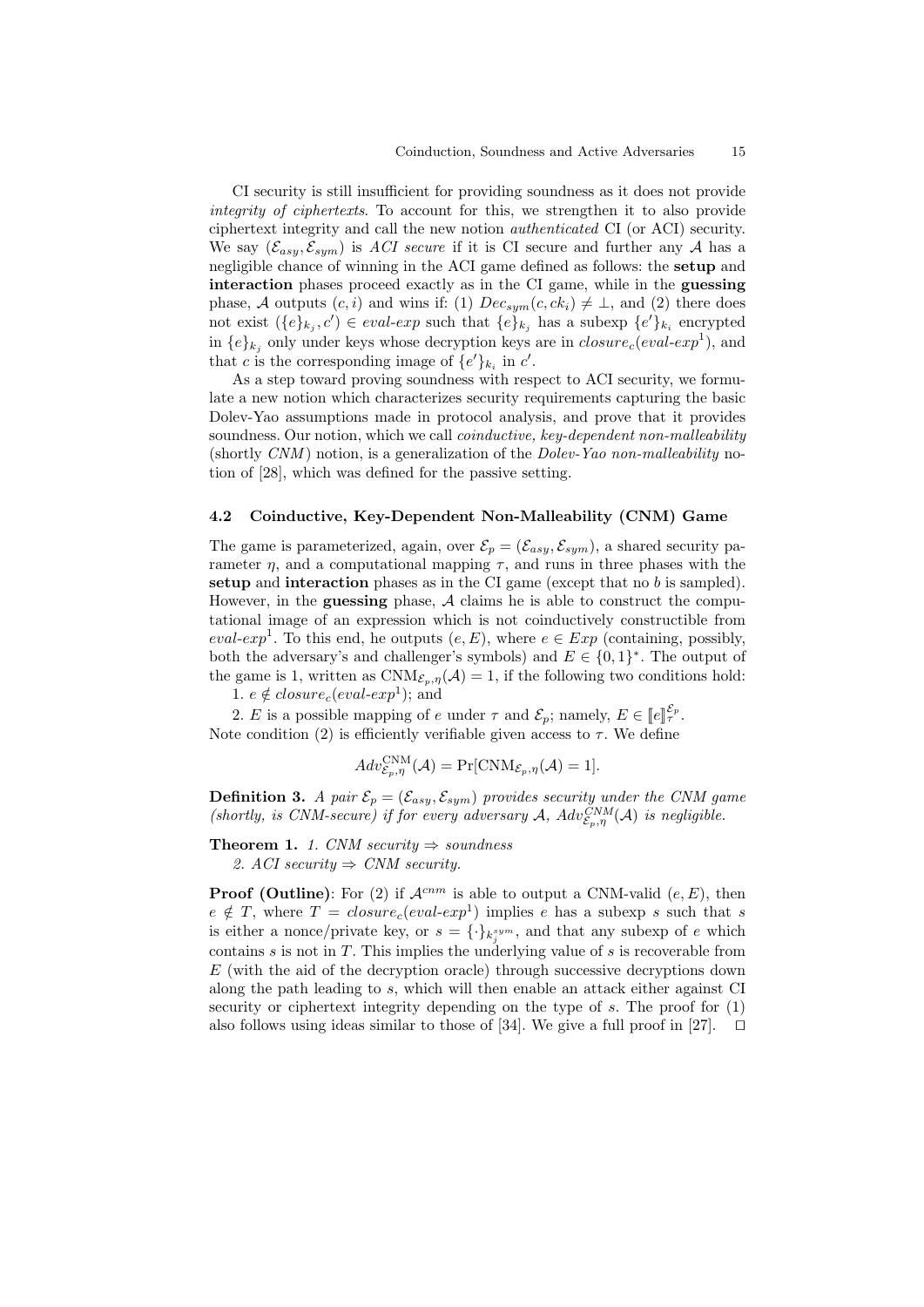CI security is still insufficient for providing soundness as it does not provide *integrity of ciphertexts*. To account for this, we strengthen it to also provide ciphertext integrity and call the new notion *authenticated* CI (or ACI) security. We say $(\mathcal{E}_{asy}, \mathcal{E}_{sym})$ is *ACI secure* if it is CI secure and further any $\mathcal{A}$ has a negligible chance of winning in the ACI game defined as follows: the **setup** and **interaction** phases proceed exactly as in the CI game, while in the **guessing** phase, $\mathcal{A}$ outputs $(c, i)$ and wins if: (1) $Dec_{sym}(c, ck_i) \neq \bot$, and (2) there does not exist $(\{e\}_{k_j}, c') \in \textit{eval-exp}$ such that $\{e\}_{k_j}$ has a subexp $\{e'\}_{k_i}$ encrypted in $\{e\}_{k_j}$ only under keys whose decryption keys are in $closure_c(\textit{eval-exp}^1)$, and that $c$ is the corresponding image of $\{e'\}_{k_i}$ in $c'$.

As a step toward proving soundness with respect to ACI security, we formulate a new notion which characterizes security requirements capturing the basic Dolev-Yao assumptions made in protocol analysis, and prove that it provides soundness. Our notion, which we call *coinductive, key-dependent non-malleability* (shortly *CNM*) notion, is a generalization of the *Dolev-Yao non-malleability* notion of [28], which was defined for the passive setting.

### 4.2 Coinductive, Key-Dependent Non-Malleability (CNM) Game

The game is parameterized, again, over $\mathcal{E}_p = (\mathcal{E}_{asy}, \mathcal{E}_{sym})$, a shared security parameter $\eta$, and a computational mapping $\tau$, and runs in three phases with the **setup** and **interaction** phases as in the CI game (except that no $b$ is sampled). However, in the **guessing** phase, $\mathcal{A}$ claims he is able to construct the computational image of an expression which is not coinductively constructible from $\textit{eval-exp}^1$. To this end, he outputs $(e, E)$, where $e \in Exp$ (containing, possibly, both the adversary's and challenger's symbols) and $E \in \{0,1\}^*$. The output of the game is 1, written as $\mathrm{CNM}_{\mathcal{E}_p,\eta}(\mathcal{A}) = 1$, if the following two conditions hold:
1. $e \notin closure_c(\textit{eval-exp}^1)$; and
2. $E$ is a possible mapping of $e$ under $\tau$ and $\mathcal{E}_p$; namely, $E \in [\![e]\!]_\tau^{\mathcal{E}_p}$.

Note condition (2) is efficiently verifiable given access to $\tau$. We define

$$Adv_{\mathcal{E}_p,\eta}^{\mathrm{CNM}}(\mathcal{A}) = \Pr[\mathrm{CNM}_{\mathcal{E}_p,\eta}(\mathcal{A}) = 1].$$

**Definition 3.** *A pair $\mathcal{E}_p = (\mathcal{E}_{asy}, \mathcal{E}_{sym})$ provides security under the CNM game (shortly, is CNM-secure) if for every adversary $\mathcal{A}$, $Adv_{\mathcal{E}_p,\eta}^{CNM}(\mathcal{A})$ is negligible.*

**Theorem 1.** *1. CNM security $\Rightarrow$ soundness*
*2. ACI security $\Rightarrow$ CNM security.*

**Proof (Outline)**: For (2) if $\mathcal{A}^{cnm}$ is able to output a CNM-valid $(e, E)$, then $e \notin T$, where $T = closure_c(\textit{eval-exp}^1)$ implies $e$ has a subexp $s$ such that $s$ is either a nonce/private key, or $s = \{\cdot\}_{k_j^{sym}}$, and that any subexp of $e$ which contains $s$ is not in $T$. This implies the underlying value of $s$ is recoverable from $E$ (with the aid of the decryption oracle) through successive decryptions down along the path leading to $s$, which will then enable an attack either against CI security or ciphertext integrity depending on the type of $s$. The proof for (1) also follows using ideas similar to those of [34]. We give a full proof in [27]. $\square$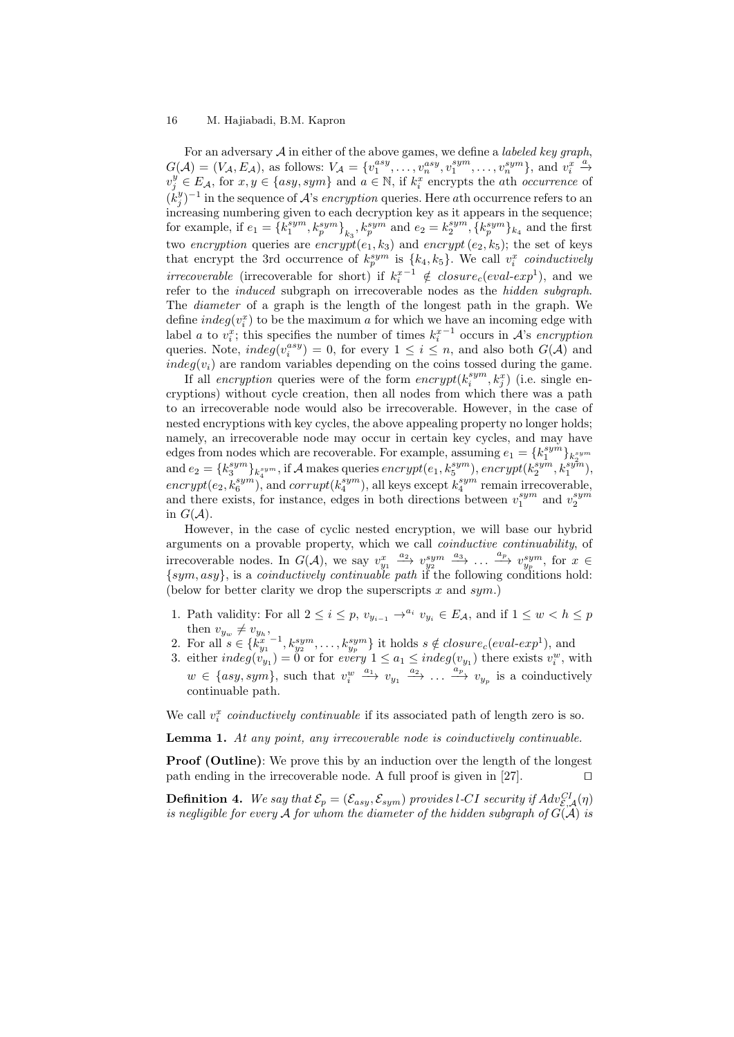For an adversary $\mathcal{A}$ in either of the above games, we define a *labeled key graph*, $G(\mathcal{A}) = (V_\mathcal{A}, E_\mathcal{A})$, as follows: $V_\mathcal{A} = \{v_1^{asy}, \ldots, v_n^{asy}, v_1^{sym}, \ldots, v_n^{sym}\}$, and $v_i^x \xrightarrow{a} v_j^y \in E_\mathcal{A}$, for $x, y \in \{asy, sym\}$ and $a \in \mathbb{N}$, if $k_i^x$ encrypts the $a$th *occurrence* of $(k_j^y)^{-1}$ in the sequence of $\mathcal{A}$'s *encryption* queries. Here $a$th occurrence refers to an increasing numbering given to each decryption key as it appears in the sequence; for example, if $e_1 = \{k_1^{sym}, k_p^{sym}\}_{k_3}, k_p^{sym}$ and $e_2 = k_2^{sym}, \{k_p^{sym}\}_{k_4}$ and the first two *encryption* queries are $encrypt(e_1, k_3)$ and $encrypt(e_2, k_5)$; the set of keys that encrypt the 3rd occurrence of $k_p^{sym}$ is $\{k_4, k_5\}$. We call $v_i^x$ *coinductively irrecoverable* (irrecoverable for short) if $k_i^{x\,-1} \notin closure_c(eval\text{-}exp^1)$, and we refer to the *induced* subgraph on irrecoverable nodes as the *hidden subgraph*. The *diameter* of a graph is the length of the longest path in the graph. We define $indeg(v_i^x)$ to be the maximum $a$ for which we have an incoming edge with label $a$ to $v_i^x$; this specifies the number of times $k_i^{x\,-1}$ occurs in $\mathcal{A}$'s *encryption* queries. Note, $indeg(v_i^{asy}) = 0$, for every $1 \le i \le n$, and also both $G(\mathcal{A})$ and $indeg(v_i)$ are random variables depending on the coins tossed during the game.

If all *encryption* queries were of the form $encrypt(k_i^{sym}, k_j^x)$ (i.e. single encryptions) without cycle creation, then all nodes from which there was a path to an irrecoverable node would also be irrecoverable. However, in the case of nested encryptions with key cycles, the above appealing property no longer holds; namely, an irrecoverable node may occur in certain key cycles, and may have edges from nodes which are recoverable. For example, assuming $e_1 = \{k_1^{sym}\}_{k_2^{sym}}$ and $e_2 = \{k_3^{sym}\}_{k_4^{sym}}$, if $\mathcal{A}$ makes queries $encrypt(e_1, k_5^{sym})$, $encrypt(k_2^{sym}, k_1^{sym})$, $encrypt(e_2, k_6^{sym})$, and $corrupt(k_4^{sym})$, all keys except $k_4^{sym}$ remain irrecoverable, and there exists, for instance, edges in both directions between $v_1^{sym}$ and $v_2^{sym}$ in $G(\mathcal{A})$.

However, in the case of cyclic nested encryption, we will base our hybrid arguments on a provable property, which we call *coinductive continuability*, of irrecoverable nodes. In $G(\mathcal{A})$, we say $v_{y_1}^x \xrightarrow{a_2} v_{y_2}^{sym} \xrightarrow{a_3} \ldots \xrightarrow{a_p} v_{y_p}^{sym}$, for $x \in \{sym, asy\}$, is a *coinductively continuable path* if the following conditions hold: (below for better clarity we drop the superscripts $x$ and $sym$.)

1. Path validity: For all $2 \le i \le p$, $v_{y_{i-1}} \rightarrow^{a_i} v_{y_i} \in E_\mathcal{A}$, and if $1 \le w < h \le p$ then $v_{y_w} \neq v_{y_h}$,
2. For all $s \in \{k_{y_1}^{x\,-1}, k_{y_2}^{sym}, \ldots, k_{y_p}^{sym}\}$ it holds $s \notin closure_c(eval\text{-}exp^1)$, and
3. either $indeg(v_{y_1}) = 0$ or for *every* $1 \le a_1 \le indeg(v_{y_1})$ there exists $v_i^w$, with $w \in \{asy, sym\}$, such that $v_i^w \xrightarrow{a_1} v_{y_1} \xrightarrow{a_2} \ldots \xrightarrow{a_p} v_{y_p}$ is a coinductively continuable path.

We call $v_i^x$ *coinductively continuable* if its associated path of length zero is so.

**Lemma 1.** *At any point, any irrecoverable node is coinductively continuable.*

**Proof (Outline)**: We prove this by an induction over the length of the longest path ending in the irrecoverable node. A full proof is given in [27]. $\square$

**Definition 4.** *We say that $\mathcal{E}_p = (\mathcal{E}_{asy}, \mathcal{E}_{sym})$ provides l-CI security if $Adv_{\mathcal{E},\mathcal{A}}^{CI}(\eta)$ is negligible for every $\mathcal{A}$ for whom the diameter of the hidden subgraph of $G(\mathcal{A})$ is*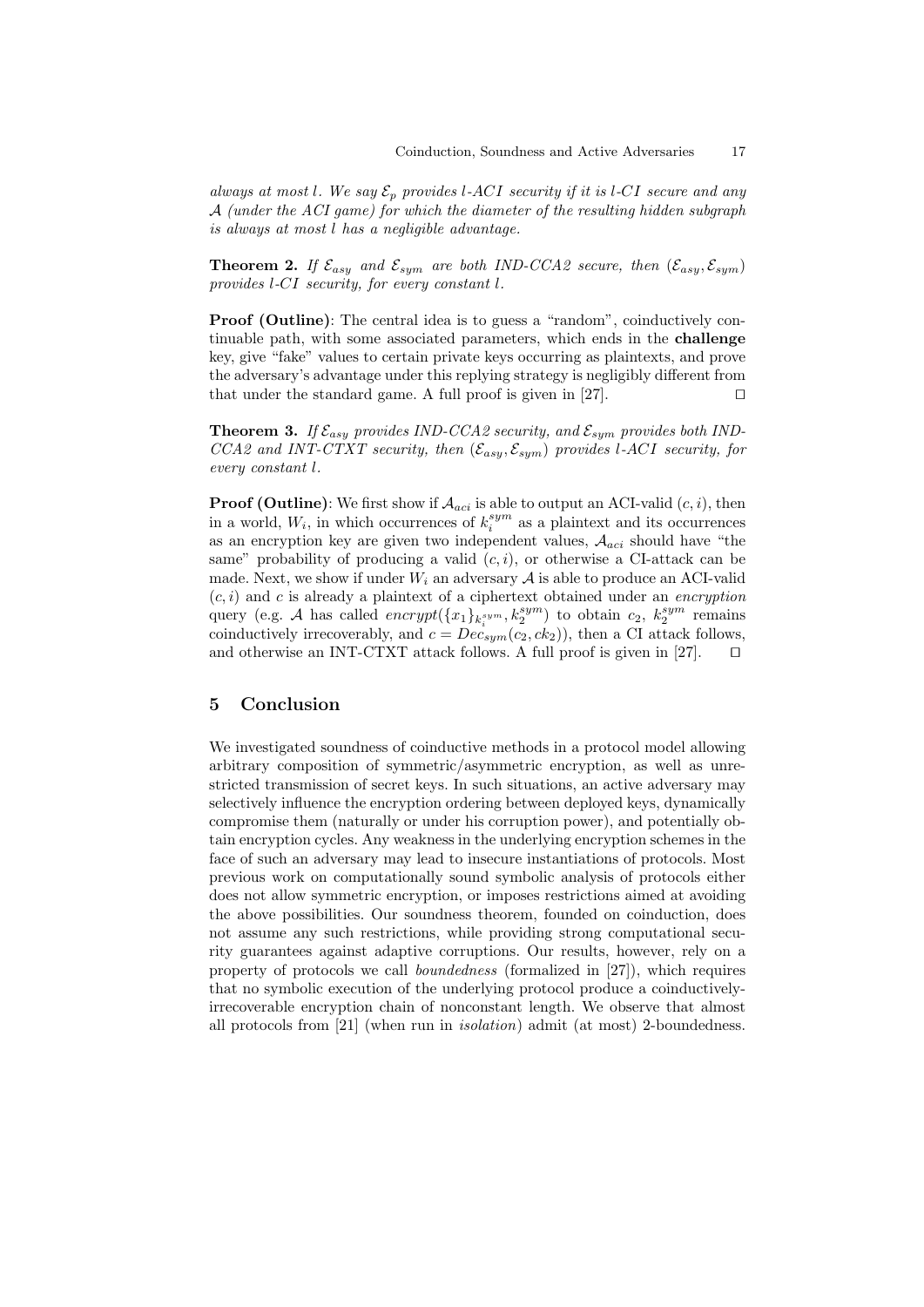*always at most l. We say $\mathcal{E}_p$ provides l-ACI security if it is l-CI secure and any $\mathcal{A}$ (under the ACI game) for which the diameter of the resulting hidden subgraph is always at most l has a negligible advantage.*

**Theorem 2.** *If $\mathcal{E}_{asy}$ and $\mathcal{E}_{sym}$ are both IND-CCA2 secure, then $(\mathcal{E}_{asy}, \mathcal{E}_{sym})$ provides l-CI security, for every constant l.*

**Proof (Outline)**: The central idea is to guess a "random", coinductively continuable path, with some associated parameters, which ends in the **challenge** key, give "fake" values to certain private keys occurring as plaintexts, and prove the adversary's advantage under this replying strategy is negligibly different from that under the standard game. A full proof is given in [27]. □

**Theorem 3.** *If $\mathcal{E}_{asy}$ provides IND-CCA2 security, and $\mathcal{E}_{sym}$ provides both IND-CCA2 and INT-CTXT security, then $(\mathcal{E}_{asy}, \mathcal{E}_{sym})$ provides l-ACI security, for every constant l.*

**Proof (Outline)**: We first show if $\mathcal{A}_{aci}$ is able to output an ACI-valid $(c, i)$, then in a world, $W_i$, in which occurrences of $k_i^{sym}$ as a plaintext and its occurrences as an encryption key are given two independent values, $\mathcal{A}_{aci}$ should have "the same" probability of producing a valid $(c, i)$, or otherwise a CI-attack can be made. Next, we show if under $W_i$ an adversary $\mathcal{A}$ is able to produce an ACI-valid $(c, i)$ and $c$ is already a plaintext of a ciphertext obtained under an *encryption* query (e.g. $\mathcal{A}$ has called $encrypt(\{x_1\}_{k_i^{sym}}, k_2^{sym})$ to obtain $c_2$, $k_2^{sym}$ remains coinductively irrecoverably, and $c = Dec_{sym}(c_2, ck_2)$), then a CI attack follows, and otherwise an INT-CTXT attack follows. A full proof is given in [27]. □

## 5 Conclusion

We investigated soundness of coinductive methods in a protocol model allowing arbitrary composition of symmetric/asymmetric encryption, as well as unrestricted transmission of secret keys. In such situations, an active adversary may selectively influence the encryption ordering between deployed keys, dynamically compromise them (naturally or under his corruption power), and potentially obtain encryption cycles. Any weakness in the underlying encryption schemes in the face of such an adversary may lead to insecure instantiations of protocols. Most previous work on computationally sound symbolic analysis of protocols either does not allow symmetric encryption, or imposes restrictions aimed at avoiding the above possibilities. Our soundness theorem, founded on coinduction, does not assume any such restrictions, while providing strong computational security guarantees against adaptive corruptions. Our results, however, rely on a property of protocols we call *boundedness* (formalized in [27]), which requires that no symbolic execution of the underlying protocol produce a coinductively-irrecoverable encryption chain of nonconstant length. We observe that almost all protocols from [21] (when run in *isolation*) admit (at most) 2-boundedness.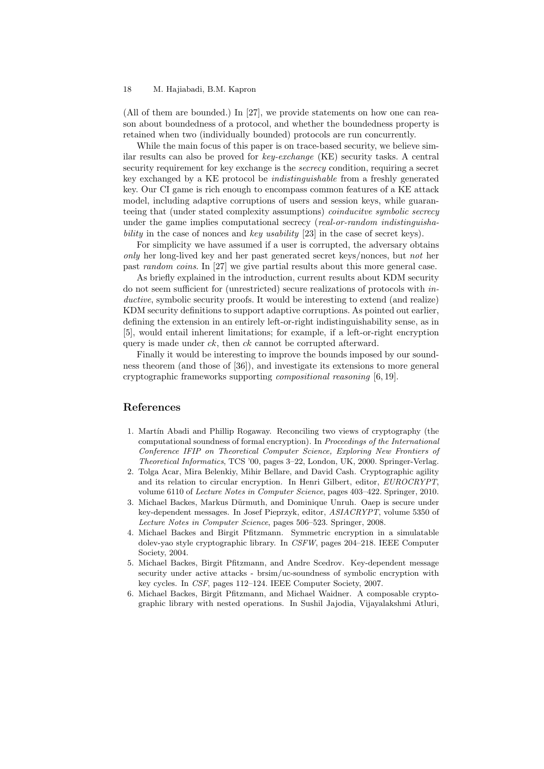(All of them are bounded.) In [27], we provide statements on how one can reason about boundedness of a protocol, and whether the boundedness property is retained when two (individually bounded) protocols are run concurrently.

While the main focus of this paper is on trace-based security, we believe similar results can also be proved for *key-exchange* (KE) security tasks. A central security requirement for key exchange is the *secrecy* condition, requiring a secret key exchanged by a KE protocol be *indistinguishable* from a freshly generated key. Our CI game is rich enough to encompass common features of a KE attack model, including adaptive corruptions of users and session keys, while guaranteeing that (under stated complexity assumptions) *coinducitve symbolic secrecy* under the game implies computational secrecy (*real-or-random indistinguishability* in the case of nonces and *key usability* [23] in the case of secret keys).

For simplicity we have assumed if a user is corrupted, the adversary obtains *only* her long-lived key and her past generated secret keys/nonces, but *not* her past *random coins*. In [27] we give partial results about this more general case.

As briefly explained in the introduction, current results about KDM security do not seem sufficient for (unrestricted) secure realizations of protocols with *inductive*, symbolic security proofs. It would be interesting to extend (and realize) KDM security definitions to support adaptive corruptions. As pointed out earlier, defining the extension in an entirely left-or-right indistinguishability sense, as in [5], would entail inherent limitations; for example, if a left-or-right encryption query is made under *ck*, then *ck* cannot be corrupted afterward.

Finally it would be interesting to improve the bounds imposed by our soundness theorem (and those of [36]), and investigate its extensions to more general cryptographic frameworks supporting *compositional reasoning* [6, 19].

## References

1. Martín Abadi and Phillip Rogaway. Reconciling two views of cryptography (the computational soundness of formal encryption). In *Proceedings of the International Conference IFIP on Theoretical Computer Science, Exploring New Frontiers of Theoretical Informatics*, TCS '00, pages 3–22, London, UK, 2000. Springer-Verlag.
2. Tolga Acar, Mira Belenkiy, Mihir Bellare, and David Cash. Cryptographic agility and its relation to circular encryption. In Henri Gilbert, editor, *EUROCRYPT*, volume 6110 of *Lecture Notes in Computer Science*, pages 403–422. Springer, 2010.
3. Michael Backes, Markus Dürmuth, and Dominique Unruh. Oaep is secure under key-dependent messages. In Josef Pieprzyk, editor, *ASIACRYPT*, volume 5350 of *Lecture Notes in Computer Science*, pages 506–523. Springer, 2008.
4. Michael Backes and Birgit Pfitzmann. Symmetric encryption in a simulatable dolev-yao style cryptographic library. In *CSFW*, pages 204–218. IEEE Computer Society, 2004.
5. Michael Backes, Birgit Pfitzmann, and Andre Scedrov. Key-dependent message security under active attacks - brsim/uc-soundness of symbolic encryption with key cycles. In *CSF*, pages 112–124. IEEE Computer Society, 2007.
6. Michael Backes, Birgit Pfitzmann, and Michael Waidner. A composable cryptographic library with nested operations. In Sushil Jajodia, Vijayalakshmi Atluri,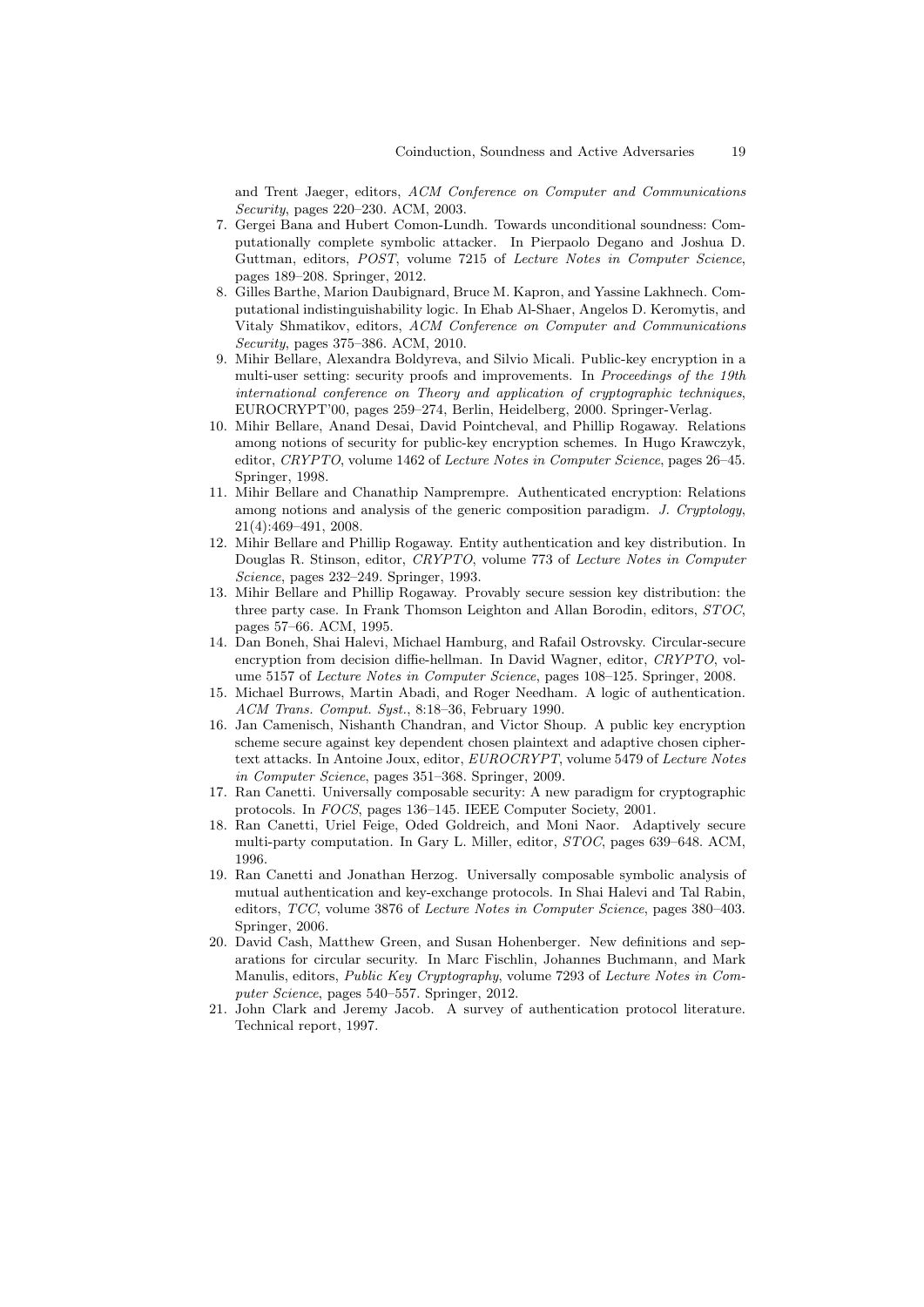and Trent Jaeger, editors, *ACM Conference on Computer and Communications Security*, pages 220–230. ACM, 2003.

7. Gergei Bana and Hubert Comon-Lundh. Towards unconditional soundness: Computationally complete symbolic attacker. In Pierpaolo Degano and Joshua D. Guttman, editors, *POST*, volume 7215 of *Lecture Notes in Computer Science*, pages 189–208. Springer, 2012.
8. Gilles Barthe, Marion Daubignard, Bruce M. Kapron, and Yassine Lakhnech. Computational indistinguishability logic. In Ehab Al-Shaer, Angelos D. Keromytis, and Vitaly Shmatikov, editors, *ACM Conference on Computer and Communications Security*, pages 375–386. ACM, 2010.
9. Mihir Bellare, Alexandra Boldyreva, and Silvio Micali. Public-key encryption in a multi-user setting: security proofs and improvements. In *Proceedings of the 19th international conference on Theory and application of cryptographic techniques*, EUROCRYPT'00, pages 259–274, Berlin, Heidelberg, 2000. Springer-Verlag.
10. Mihir Bellare, Anand Desai, David Pointcheval, and Phillip Rogaway. Relations among notions of security for public-key encryption schemes. In Hugo Krawczyk, editor, *CRYPTO*, volume 1462 of *Lecture Notes in Computer Science*, pages 26–45. Springer, 1998.
11. Mihir Bellare and Chanathip Namprempre. Authenticated encryption: Relations among notions and analysis of the generic composition paradigm. *J. Cryptology*, 21(4):469–491, 2008.
12. Mihir Bellare and Phillip Rogaway. Entity authentication and key distribution. In Douglas R. Stinson, editor, *CRYPTO*, volume 773 of *Lecture Notes in Computer Science*, pages 232–249. Springer, 1993.
13. Mihir Bellare and Phillip Rogaway. Provably secure session key distribution: the three party case. In Frank Thomson Leighton and Allan Borodin, editors, *STOC*, pages 57–66. ACM, 1995.
14. Dan Boneh, Shai Halevi, Michael Hamburg, and Rafail Ostrovsky. Circular-secure encryption from decision diffie-hellman. In David Wagner, editor, *CRYPTO*, volume 5157 of *Lecture Notes in Computer Science*, pages 108–125. Springer, 2008.
15. Michael Burrows, Martin Abadi, and Roger Needham. A logic of authentication. *ACM Trans. Comput. Syst.*, 8:18–36, February 1990.
16. Jan Camenisch, Nishanth Chandran, and Victor Shoup. A public key encryption scheme secure against key dependent chosen plaintext and adaptive chosen ciphertext attacks. In Antoine Joux, editor, *EUROCRYPT*, volume 5479 of *Lecture Notes in Computer Science*, pages 351–368. Springer, 2009.
17. Ran Canetti. Universally composable security: A new paradigm for cryptographic protocols. In *FOCS*, pages 136–145. IEEE Computer Society, 2001.
18. Ran Canetti, Uriel Feige, Oded Goldreich, and Moni Naor. Adaptively secure multi-party computation. In Gary L. Miller, editor, *STOC*, pages 639–648. ACM, 1996.
19. Ran Canetti and Jonathan Herzog. Universally composable symbolic analysis of mutual authentication and key-exchange protocols. In Shai Halevi and Tal Rabin, editors, *TCC*, volume 3876 of *Lecture Notes in Computer Science*, pages 380–403. Springer, 2006.
20. David Cash, Matthew Green, and Susan Hohenberger. New definitions and separations for circular security. In Marc Fischlin, Johannes Buchmann, and Mark Manulis, editors, *Public Key Cryptography*, volume 7293 of *Lecture Notes in Computer Science*, pages 540–557. Springer, 2012.
21. John Clark and Jeremy Jacob. A survey of authentication protocol literature. Technical report, 1997.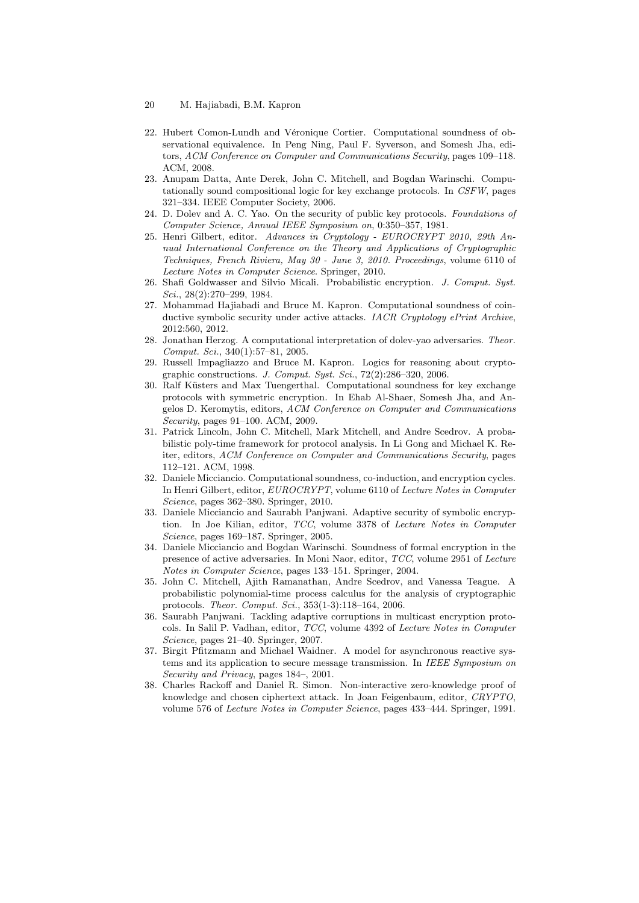22. Hubert Comon-Lundh and Véronique Cortier. Computational soundness of observational equivalence. In Peng Ning, Paul F. Syverson, and Somesh Jha, editors, *ACM Conference on Computer and Communications Security*, pages 109–118. ACM, 2008.
23. Anupam Datta, Ante Derek, John C. Mitchell, and Bogdan Warinschi. Computationally sound compositional logic for key exchange protocols. In *CSFW*, pages 321–334. IEEE Computer Society, 2006.
24. D. Dolev and A. C. Yao. On the security of public key protocols. *Foundations of Computer Science, Annual IEEE Symposium on*, 0:350–357, 1981.
25. Henri Gilbert, editor. *Advances in Cryptology - EUROCRYPT 2010, 29th Annual International Conference on the Theory and Applications of Cryptographic Techniques, French Riviera, May 30 - June 3, 2010. Proceedings*, volume 6110 of *Lecture Notes in Computer Science*. Springer, 2010.
26. Shafi Goldwasser and Silvio Micali. Probabilistic encryption. *J. Comput. Syst. Sci.*, 28(2):270–299, 1984.
27. Mohammad Hajiabadi and Bruce M. Kapron. Computational soundness of coinductive symbolic security under active attacks. *IACR Cryptology ePrint Archive*, 2012:560, 2012.
28. Jonathan Herzog. A computational interpretation of dolev-yao adversaries. *Theor. Comput. Sci.*, 340(1):57–81, 2005.
29. Russell Impagliazzo and Bruce M. Kapron. Logics for reasoning about cryptographic constructions. *J. Comput. Syst. Sci.*, 72(2):286–320, 2006.
30. Ralf Küsters and Max Tuengerthal. Computational soundness for key exchange protocols with symmetric encryption. In Ehab Al-Shaer, Somesh Jha, and Angelos D. Keromytis, editors, *ACM Conference on Computer and Communications Security*, pages 91–100. ACM, 2009.
31. Patrick Lincoln, John C. Mitchell, Mark Mitchell, and Andre Scedrov. A probabilistic poly-time framework for protocol analysis. In Li Gong and Michael K. Reiter, editors, *ACM Conference on Computer and Communications Security*, pages 112–121. ACM, 1998.
32. Daniele Micciancio. Computational soundness, co-induction, and encryption cycles. In Henri Gilbert, editor, *EUROCRYPT*, volume 6110 of *Lecture Notes in Computer Science*, pages 362–380. Springer, 2010.
33. Daniele Micciancio and Saurabh Panjwani. Adaptive security of symbolic encryption. In Joe Kilian, editor, *TCC*, volume 3378 of *Lecture Notes in Computer Science*, pages 169–187. Springer, 2005.
34. Daniele Micciancio and Bogdan Warinschi. Soundness of formal encryption in the presence of active adversaries. In Moni Naor, editor, *TCC*, volume 2951 of *Lecture Notes in Computer Science*, pages 133–151. Springer, 2004.
35. John C. Mitchell, Ajith Ramanathan, Andre Scedrov, and Vanessa Teague. A probabilistic polynomial-time process calculus for the analysis of cryptographic protocols. *Theor. Comput. Sci.*, 353(1-3):118–164, 2006.
36. Saurabh Panjwani. Tackling adaptive corruptions in multicast encryption protocols. In Salil P. Vadhan, editor, *TCC*, volume 4392 of *Lecture Notes in Computer Science*, pages 21–40. Springer, 2007.
37. Birgit Pfitzmann and Michael Waidner. A model for asynchronous reactive systems and its application to secure message transmission. In *IEEE Symposium on Security and Privacy*, pages 184–, 2001.
38. Charles Rackoff and Daniel R. Simon. Non-interactive zero-knowledge proof of knowledge and chosen ciphertext attack. In Joan Feigenbaum, editor, *CRYPTO*, volume 576 of *Lecture Notes in Computer Science*, pages 433–444. Springer, 1991.